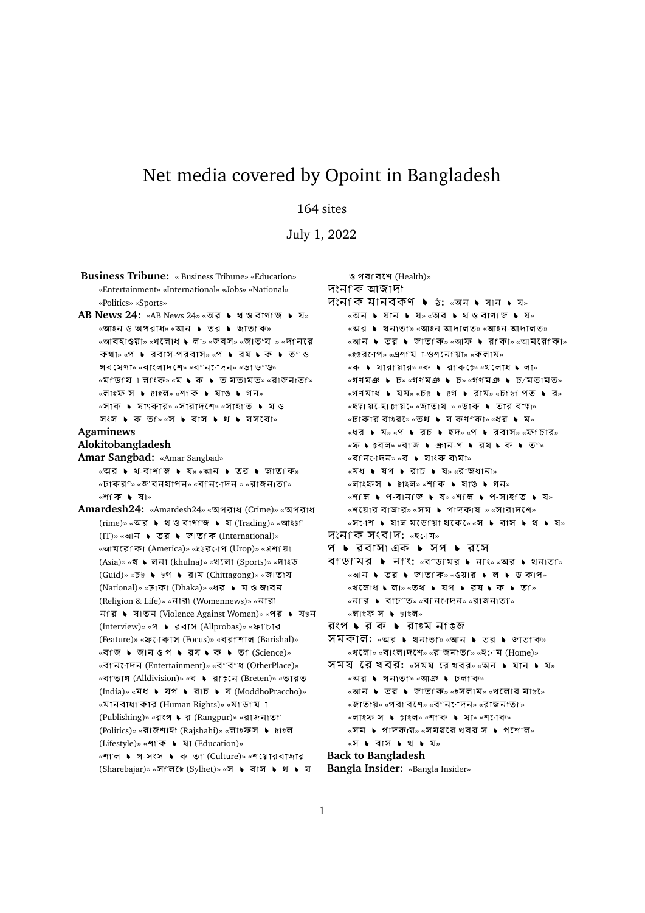# Net media covered by Opoint in Bangladesh

164 sites

July 1, 2022

**Business Tribune:** « Business Tribune» «Education» «Entertainment» «International» «Jobs» «National» «Politics» «Sports»

**AB News 24:** «AB News 24» «অর্থ ও বাণিজ্য» «আইন ও অপরাধ» «আন্তর্জাতিক» «আবহাওয়া» «খেলাধুলা» «জবস» «জাতীয়» «দিনের কথা» «প্রবাস-পরবাস» «প্রযুক্তি ও গবেষণা» «বাংলাদেশে» «বিনোদন» «ভিডিও» «মিডিয়া লিংক» «মুক্তমতামত» «রাজনীতি» «লাইফস্টাইল» «শিক্ষাঙ্গন» «সাক্ষাৎকার» «সারাদেশে» «সাহিত্য ও সংস্কৃতি» «স্বাস্থ্য» «স্বাস্থ্যসেবা»

**Agaminews**

**Alokitobangladesh**

**Amar Sangbad:** «Amar Sangbad» «অর্থ-বাণিজ্য» «আন্তর্জাতিক» «চাকরি» «জীবনযাপন» «বিনোদন» «রাজনীতি» «শিক্ষা»

**Amardesh24:** «Amardesh24» «অপরাধ (Crime)» «অপরাধ (rime)» «অর্থ ও বাণিজ্য (Trading)» «আইটি (IT)» «আন্তর্জাতিক (International)» «আমেরিকা (America)» «ইউরোপ (Urop)» «এশিয়া (Asia)» «খুলনা (khulna)» «খেলা (Sports)» «গাইড (Guid)» «চট্টগ্রাম (Chittagong)» «জাতীয় (National)» «ঢাকা (Dhaka)» «ধর্ম ও জীবন (Religion & Life)» «নারী (Womennews)» «নারী নির্যাতন (Violence Against Women)» «প্রবচন (Interview)» «প্রবাস (Allprobas)» «ফিচার (Feature)» «ফোকাস (Focus)» «বরিশাল (Barishal)» «বিজ্ঞান ও প্রযুক্তি (Science)» «বিনোদন (Entertainment)» «বিবিধ (OtherPlace)» «বিভাগ (Alldivision)» «ব্রিটেনে (Breten)» «ভারত (India)» «মধ্যপ্রাচ্য (ModdhoPraccho)» «মানবাধিকার (Human Rights)» «মিডিয়া (Publishing)» «রংপুর (Rangpur)» «রাজনীতি (Politics)» «রাজশাহী (Rajshahi)» «লাইফস্টাইল (Lifestyle)» «শিক্ষা (Education)» «শিল্প-সংস্কৃতি (Culture)» «শেয়ারবাজার (Sharebajar)» «সিলেট (Sylhet)» «স্বাস্থ্য ও পরিবেশে (Health)»

**দৈনিক আজাদী**

**দৈনিক মানবকণ্ঠ:** «অন্যান্য» «অন্যান্য» «অর্থ ও বাণিজ্য» «আইন আদালত» «আইন-আদালত» «আন্তর্জাতিক» «আফ্রিকা» «আমেরিকা» «ইউরোপে» «এশিয়া-ওশেনিয়া» «কলাম» «ক্যারিয়ার» «ক্রিকেট» «খেলাধুলা» «গণমঞ্চ» «গণমঞ্চ» «গণমঞ্চ/মতামত» «গণমাধ্যম» «চট্টগ্রাম» «চিঠিপত্র» «ছড়িয়ে-ছিটিয়ে» «জাতীয়» «ডাক্তার বাড়ি» «ঢাকার বাইরে» «তথ্য কণিকা» «ধর্ম» «ধর্ম» «প্রচ্ছদ» «প্রবাস» «ফিচার» «ফুটবল» «বিজ্ঞান-প্রযুক্তি» «বিনোদন» «ব্যাংক বীমা» «মধ্যপ্রাচ্য» «রাজধানী» «লাইফস্টাইল» «শিক্ষাঙ্গন» «শিল্প-বাণিজ্য» «শিল্প-সাহিত্য» «শেয়ার বাজার» «সম্পাদকীয়» «সারাদেশে» «সোশ্যাল মিডিয়া থেকে» «স্বাস্থ্য»

**দৈনিক সংবাদ:** «হোম»

**প্রবাসী এক্সপ্রেস**

**বিডিমর্নিং:** «বিডিমর্নিং» «অর্থনীতি» «আন্তর্জাতিক» «ওয়ার্ল্ড কাপ» «খেলাধুলা» «তথ্যপ্রযুক্তি» «নির্বাচিত» «বিনোদন» «রাজনীতি» «লাইফস্টাইল»

**রংপুর ক্রাইম নিউজ**

**সমকাল:** «অর্থনীতি» «আন্তর্জাতিক» «খেলা» «বাংলাদেশে» «রাজনীতি» «হোম (Home)»

**সময়ের খবর:** «সময়ের খবর» «অন্যান্য» «অর্থনীতি» «আঞ্চলিক» «আন্তর্জাতিক» «ইসলাম» «খেলার মাঠে» «জাতীয়» «পরিবেশে» «বিনোদন» «রাজনীতি» «লাইফস্টাইল» «শিক্ষা» «শোক» «সম্পাদকীয়» «সময়ের খবর স্পেশাল» «স্বাস্থ্য»

**Back to Bangladesh**

**Bangla Insider:** «Bangla Insider»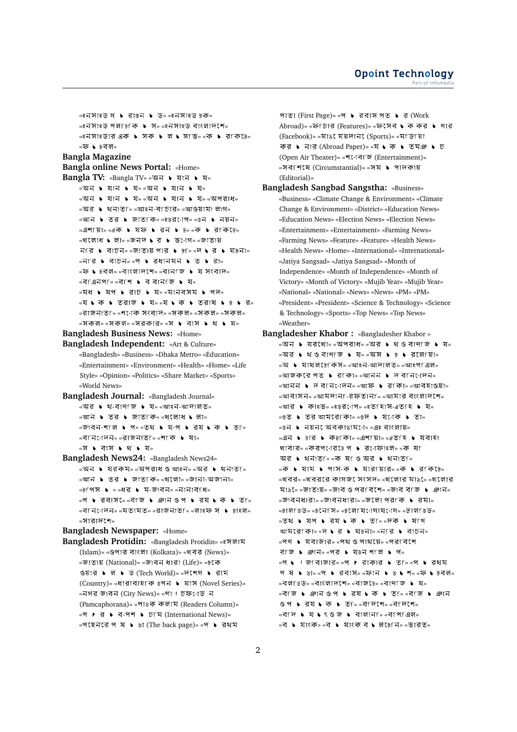«ইনসাইড গ ◗ রাঙন ◗ ড» «ইনসাইড চক»
«ইনসাইড পলা টক ◗ স» «ইনসাইড বাংলাদেশ»
«ইনসাইডার এক ◗ সক ◗ ল ◗ স ভ» «ক ◗ রা কট»
«ফ ◗ টবল»

**Bangla Magazine**

**Bangla online News Portal:** «Home»

**Bangla TV:** «Bangla TV» «অন ◗ যান ◗ য»
«অন ◗ যান ◗ য» «অন ◗ যান ◗ য»
«অন ◗ যান ◗ য» «অন ◗ যান ◗ য» «অপরাধ»
«অর ◗ থনী ত» «আইন-বিচার» «আওয়ামী লীগ»
«আন ◗ তর ◗ জাতিক» «ইউরোপ» «উন ◗ নয়ন»
«এশিয়া» «এক ◗ যক ◗ রন ◗ ট» «ক ◗ রা কট»
«খলোধ ◗ লা» «জনদ ◗ র ◗ ভোগ» «জাতীয়
নির ◗ বাচন» «জাতীয় পার ◗ টি» «দ ◗ র ◗ ঘটনা»
«নির ◗ বাচন» «প ◗ রধানমন ◗ ত ◗ রী»
«ফ ◗ টবল» «বাংলাদেশ» «বানিজ ◗ য সংবাদ»
«বিএনপি» «বিশ ◗ ব বানিজ ◗ য»
«মধ ◗ যপ ◗ রাচ ◗ য» «মানবসম ◗ পদ»
«য ◗ ক ◗ তরাজ ◗ য» «য ◗ ক ◗ তরাষ ◗ ট ◗ র»
«রাজনীতি» «শোক সংবাদ» «সকল» «সকল» «সকল»
«সকল» «সকল» «সরকার» «স ◗ বাস ◗ থ ◗ য»

**Bangladesh Business News:** «Home»

**Bangladesh Independent:** «Art & Culture»
«Bangladesh» «Business» «Dhaka Metro» «Education»
«Entertainment» «Environment» «Health» «Home» «Life Style» «Opinion» «Politics» «Share Market» «Sports»
«World News»

**Bangladesh Journal:** «Bangladesh Journal»
«অর ◗ থ-বানিজ ◗ য» «আইন-আদালত»
«আন ◗ তর ◗ জাতিক» «খলোধ ◗ লা»
«জীবন-শলি ◗ প» «তথ ◗ য-প ◗ রয ◗ ক ◗ তি»
«বিনোদন» «রাজনীতি» «শিক ◗ ষা»
«স ◗ বাস ◗ থ ◗ য»

**Bangladesh News24:** «Bangladesh News24»
«অন ◗ যরকম» «অপরাধ ও আইন» «অর ◗ থনীতি»
«আন ◗ তর ◗ জাতিক» «খলো» «জানা-অজানা»
«টপিস ◗ » «ধর ◗ ম-জীবন» «নানাবিধ»
«প ◗ রবাস» «বিজ ◗ ঞান ও প ◗ রয ◗ ক ◗ তি»
«বিনোদন» «মতামত» «রাজনীতি» «লাইফ স ◗ টাইল»
«সারাদেশ»

**Bangladesh Newspaper:** «Home»

**Bangladesh Protidin:** «Bangladesh Protidin» «ইসলাম (Islam)» «ওপার বাংলা (Kolkata)» «খবর (News)»
«জাতীয় (National)» «জীবন ধারা (Life)» «টকে
ওয়ার ◗ ল ◗ ড (Tech World)» «দেশগ ◗ রাম
(Country)» «ধারাবাহিক উপন ◗ যাস (Novel Series)»
«নগর জীবন (City News)» «পাঁচফোড়ন
(Pamcaphorana)» «পাঠক কলাম (Readers Column)»
«প ◗ র ◗ ব-পশ ◗ চিম (International News)»
«পছেনরে প ◗ ষ ◗ ঠা (The back page)» «প ◗ রথম
পাতা (First Page)» «প ◗ রবাস পত ◗ র (Work
Abroad)» «ফিচার (Features)» «ফসেব ◗ ক কর ◗ নার
(Facebook)» «মাঠে ময়দানে (Sports)» «মিডিয়া
কর ◗ নার (Abroad Paper)» «ম ◗ ক ◗ তমঞ ◗ চ
(Open Air Theater)» «শোবিজ (Entertainment)»
«সবিশেষ (Circumstantial)» «সম ◗ পাদকীয়
(Editorial)»

**Bangladesh Sangbad Sangstha:** «Business»
«Business» «Climate Change & Environment» «Climate Change & Environment» «District» «Education News»
«Education News» «Election News» «Election News»
«Entertainment» «Entertainment» «Farming News»
«Farming News» «Feature» «Feature» «Health News»
«Health News» «Home» «International» «International»
«Jatiya Sangsad» «Jatiya Sangsad» «Month of Independence» «Month of Independence» «Month of Victory» «Month of Victory» «Mujib Year» «Mujib Year»
«National» «National» «News» «News» «PM» «PM»
«President» «President» «Science & Technology» «Science & Technology» «Sports» «Top News» «Top News»
«Weather»

**Bangladesher Khabor :** «Bangladesher Khabor »
«অন ◗ যরখো» «অপরাধ» «অর ◗ থ ও বাণিজ ◗ য»
«অর ◗ থ ও বাণিজ ◗ য» «অস ◗ ট ◗ রলেয়া»
«অ ◗ যাথলটেকিস» «আইন-আদালত» «আইপিএল»
«আজকরে পত ◗ রিকা» «আনন ◗ দ বিনোদেন»
«আনন ◗ দ বিনোদেন» «আফ ◗ রিকা» «আবহাওয়া»
«আবাসন» «আমদানি-রফতানি» «আমার বাংলাদেশ»
«আর ◗ কাইভ» «ইউরোপ» «ইতিহাস-ঐতিহ ◗ য»
«উত ◗ তর আমরেকিা» «উদ ◗ যোক ◗ তা»
«উন ◗ নয়নে অবকাঠামো» «এই বাংলায়»
«এন ◗ টার ◗ কটিকা» «এশিয়া» «ঐতিহ ◗ যবাহী
খাবার» «করপোরটে প ◗ রোফাইল» «ক ষি
অর ◗ থনীতি» «ক ষি ও অর ◗ থনীতি»
«ক ◗ যাম ◗ পাস-ক ◗ যারিয়ার» «ক ◗ রিকটে»
«খবর» «খবররে কাগজে সংসদ» «খলোর মাঠে» «খলোর
মাঠে» «জাতীয়» «জীব ও পরিবেশ» «জীব বিজ ◗ ঞান»
«জীবনধারা» «জীবনধারা» «জলো পরিক ◗ রমা»
«টলিউড» «টনেসি» «টলেযিোগাযোগ» «ঢালিউড»
«তথ ◗ যপ ◗ রয ◗ ক ◗ তি» «দক ◗ ষিণ
আমরেকিা» «দ ◗ র ◗ ঘটনা» «নির ◗ বাচন»
«পণ ◗ যবাজার» «পথ ও পাথয়ে» «পরিবেশ
বিজ ◗ ঞান» «পর ◗ যটন শলি ◗ প»
«প ◗ ্জিবাজার» «প ◗ ্রাকার ◗ তি» «প ◗ রথম
প ষ ◗ ঠা» «প ◗ রবাস» «ফ্যান ◗ ঠ ◗ শ» «ফ ◗ টবল»
«বলিউড» «বাংলাদেশ» «বাজটে» «বাণিজ ◗ য»
«বিজ ◗ ঞান ও প ◗ রয ◗ ক ◗ তি» «বিজ ◗ ঞান
ও প ◗ রয ◗ ক ◗ তি» «বিদেশ» «বিদেশ»
«বিদ ◗ য ◗ ৎ ও জ ◗ বালানি» «বিপিএল»
«ব ◗ যাংক» «ব ◗ যাংক ব ◗ লটেনি» «ভারত»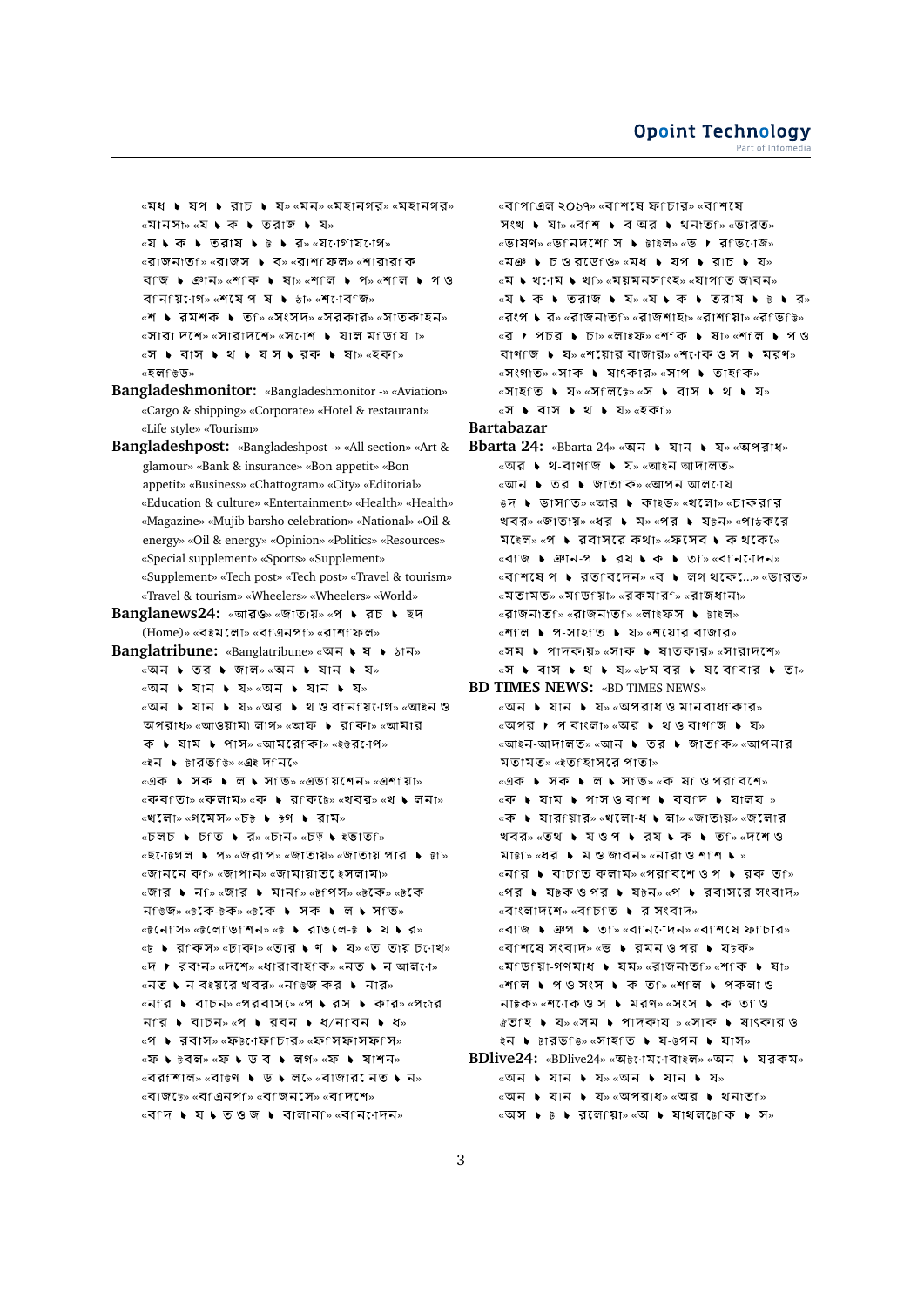«মধ ◗ যপ ◗ রাচ ◗ য» «মন» «মহানগর» «মহানগর» «মানস৷» «য ◗ ক ◗ তরাজ ◗ য» «য ◗ ক ◗ তরাষ ◗ ট ◗ র» «যােগাযােগ» «রাজনীতি» «রাজস ◗ ব» «রাশিফল» «শারীরিক বিজ ◗ ঞান» «শিক ◗ ষা» «শিল ◗ প» «শিল ◗ প ও বানিয়োগ» «শেষ প ষ ◗ ঠা» «শোবিজ» «শ ◗ রমশক ◗ তি» «সংসদ» «সরকার» «সাতকাহন» «সারা দেশে» «সারাদেশে» «সােশ ◗ যাল মিডিয়া» «স ◗ বাস ◗ থ ◗ য স ◗ রক ◗ ষা» «হকি» «হলিউড»

**Bangladeshmonitor:** «Bangladeshmonitor -» «Aviation» «Cargo & shipping» «Corporate» «Hotel & restaurant» «Life style» «Tourism»

**Bangladeshpost:** «Bangladeshpost -» «All section» «Art & glamour» «Bank & insurance» «Bon appetit» «Bon appetit» «Business» «Chattogram» «City» «Editorial» «Education & culture» «Entertainment» «Health» «Health» «Magazine» «Mujib barsho celebration» «National» «Oil & energy» «Oil & energy» «Opinion» «Politics» «Resources» «Special supplement» «Sports» «Supplement» «Supplement» «Tech post» «Tech post» «Travel & tourism» «Travel & tourism» «Wheelers» «Wheelers» «World»

**Banglanews24:** «আরও» «জাতীয়» «প ◗ রচ ◗ ছদ (Home)» «বইমেলা» «বিএনপি» «রাশিফল»

**Banglatribune:** «Banglatribune» «অন ◗ য ◗ ঠান» «অন ◗ তর ◗ জাল» «অন ◗ যান ◗ য» «অন ◗ যান ◗ য» «অন ◗ যান ◗ য» «অন ◗ যান ◗ য» «অর ◗ থ ও বানিয়োগ» «আইন ও অপরাধ» «আওয়ামী লীগ» «আফ ◗ রিকা» «আমার ক ◗ যাম ◗ পাস» «আমেরিকা» «ইউরোপ» «ইন ◗ টারভিউ» «এই দিনে» «এক ◗ সক ◗ ল ◗ সিভ» «এভিয়েশন» «এশিয়া» «কবিতা» «কলাম» «ক ◗ রিকেট» «খবর» «খ ◗ লনা» «খেলো» «গেমস» «চট ◗ টগ ◗ রাম» «চলচ ◗ চিত ◗ র» «চীন» «চড় ◗ ইভাতি» «ছোটগল ◗ প» «জরিপ» «জাতীয়» «জাতীয় পার ◗ টি» «জানেন কি» «জাপান» «জামায়াতে ইসলামী» «জার ◗ নি» «জার ◗ মানি» «টিপস» «টেকে» «টেকে নিউজ» «টেকে-টক» «টেক ◗ সক ◗ ল ◗ সিভ» «টেনিস» «টেলিভিশন» «ট ◗ রাভেলে-ট ◗ য ◗ র» «ট ◗ রিকস» «ঢাকা» «তার ◗ ণ ◗ য» «তৃতীয় চোখ» «দ ◗ রবান» «দেশে» «ধারাবাহিক» «নত ◗ ন আলো» «নত ◗ ন বইয়রে খবর» «নিউজ কর ◗ নার» «নার ◗ বাচন» «পরবাসে» «প ◗ রস ◗ কার» «পূর্ব নার ◗ বাচন» «প ◗ রবন ◗ ধ/নিবন ◗ ধ» «প ◗ রবাস» «ফটোফিচার» «ফিসফাসফাস» «ফ ◗ টবল» «ফ ◗ ড ব ◗ লগ» «ফ ◗ যাশন» «বরিশাল» «বাণ ◗ ড ◗ লে» «বাজারে নত ◗ ন» «বাজেট» «বিএনপি» «বিজনেস» «বিদেশে» «বিদ ◗ য ◗ ত ও জ ◗ বালানি» «বিনোদন»

«বিপিএল ২০১৭» «বিশেষ ফিচার» «বিশেষ সংখ ◗ যা» «বিশ ◗ ব অর ◗ থনীতি» «ভারত» «ভাষণ» «ভিনদেশি স ◗ টাইল» «ভ ◗ রমিনোজ» «মঞ ◗ চ ও রডিও» «মধ ◗ যপ ◗ রাচ ◗ য» «ম ◗ খোম ◗ খি» «ময়মনসিংহ» «যাপিত জীবন» «য ◗ ক ◗ তরাজ ◗ য» «য ◗ ক ◗ তরাষ ◗ ট ◗ র» «রংপ ◗ র» «রাজনীতি» «রাজশাহী» «রাশিয়া» «রিভিউ» «র ◗ পচর ◗ চা» «লাইফ» «শিক ◗ ষা» «শিল ◗ প ও বাণিজ ◗ য» «শেয়ার বাজার» «শোক ও স ◗ মরণ» «সংগীত» «সাক ◗ ষাৎকার» «সাপ ◗ তাহিক» «সাহিত ◗ য» «সিলেট» «স ◗ বাস ◗ থ ◗ য» «স ◗ বাস ◗ থ ◗ য» «হকি»

**Bartabazar**

**Bbarta 24:** «Bbarta 24» «অন ◗ যান ◗ য» «অপরাধ» «অর ◗ থ-বাণিজ ◗ য» «আইন আদালত» «আন ◗ তর ◗ জাতিক» «আপন আলোয় উদ ◗ ভাসিত» «আর ◗ কাইভ» «খেলা» «চাকরির খবর» «জাতীয়» «ধর ◗ ম» «পর ◗ যটন» «পাঠকের মহেল» «প ◗ রবাসের কথা» «ফেসবে ◗ ক থেকে» «বিজ ◗ ঞান-প ◗ রয ◗ ক ◗ তি» «বিনোদন» «বিশেষ প ◗ রতিবেদন» «ব ◗ লগ থেকে...» «ভারত» «মতামত» «মিডিয়া» «রকমারি» «রাজধানী» «রাজনীতি» «রাজনীতি» «লাইফস ◗ টাইল» «শিল ◗ প-সাহিত ◗ য» «শেয়ার বাজার» «সম ◗ পাদকীয়» «সাক ◗ ষাতকার» «সারাদেশে» «স ◗ বাস ◗ থ ◗ য» «৮ম বর ◗ ষে বিবার ◗ তা»

**BD TIMES NEWS:** «BD TIMES NEWS» «অন ◗ যান ◗ য» «অপরাধ ও মানবাধিকার» «অপর ◗ প বাংলা» «অর ◗ থ ও বাণিজ ◗ য» «আইন-আদালত» «আন ◗ তর ◗ জাতিক» «আপনার মতামত» «ইতিহাসের পাতা» «এক ◗ সক ◗ ল ◗ সিভ» «ক ◗ ষি ও পরিবেশ» «ক ◗ যাম ◗ পাস ও বিশ ◗ ববিদ ◗ যালয় » «ক ◗ যারিয়ার» «খেলা-ধ ◗ লা» «জাতীয়» «জেলার খবর» «তথ ◗ য ও প ◗ রয ◗ ক ◗ তি» «দেশে ও মাঠে» «ধর ◗ ম ও জীবন» «নারী ও শিশ ◗ » «নির ◗ বাচিত কলাম» «পরিবেশে ও প ◗ রক ◗ তি» «পর ◗ যটক ও পর ◗ যটন» «প ◗ রবাসের সংবাদ» «বাংলাদেশে» «বাছাই ◗ র সংবাদ» «বিজ ◗ ঞাপ ◗ তি» «বিনোদন» «বিশেষ ফিচার» «বিশেষ সংবাদ» «ভ ◗ রমণ ও পর ◗ যটক» «মিডিয়া-গণমাধ ◗ যম» «রাজনীতি» «শিক ◗ ষা» «শিল ◗ প ও সংস ◗ ক ◗ তি» «শিল ◗ পকলা ও নাটক» «শোক ও স ◗ মরণ» «সংস ◗ ক ◗ তি ও ঐতিহ ◗ য» «সম ◗ পাদকীয় » «সাক ◗ ষাৎকার ও ইন ◗ টারভিউ» «সাহিত ◗ য-উপন ◗ যাস»

**BDlive24:** «BDlive24» «অটোমোবাইল» «অন ◗ যরকম» «অন ◗ যান ◗ য» «অন ◗ যান ◗ য» «অন ◗ যান ◗ য» «অপরাধ» «অর ◗ থনীতি» «অস ◗ ট ◗ রেলিয়া» «অ ◗ যাথলেটিক ◗ স»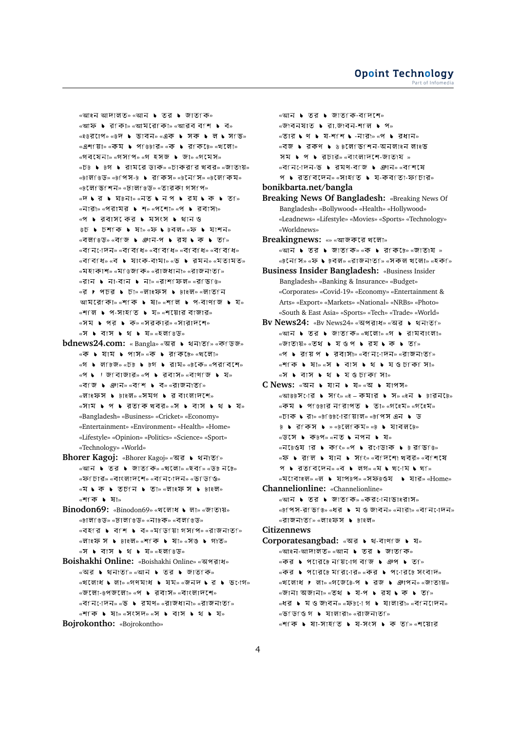«আইন আদালত» «আন ▸ তর ▸ জাতাক» «আফ ▸ রাকা» «আমেরিকা» «আরব বিশ ▸ ব» «ইউরোপ» «উদ ▸ ভাবন» «এক ▸ সক ▸ ল ▸ সাস্ত» «এশিয়া» «কম ▸ পিউটার» «ক ▸ রাকেট» «খেলো» «গবেষেনা» «গসপ» «গ হসজ ▸ জা» «গমেস» «চষ ▸ ষগ ▸ রামের ডাক» «চাকরার খবর» «জাতায়» «টালিউড» «টেপস-ট ▸ রাকস» «টেনেস» «টেলেকম» «টেলেভিশন» «ঢালিউড» «তারকা গসপ» «দ ▸ র ▸ ঘটনা» «নত ▸ ন প ▸ রয ▸ ক ▸ তি» «নারা» «পরামর ▸ শ» «পশো» «প ▸ রবাসা» «প ▸ রবাসে কর ▸ মসংস ▸ থান ও উচ ▸ চশাক ▸ ষা» «ফ ▸ টবল» «ফ ▸ যাশন» «বলিউড» «বাজ ▸ ঞান-প ▸ রয ▸ ক ▸ তি» «বানোদন» «বাবাধ» «বাবাধ» «বাবাধ» «বাবাধ» «ব ▸ যাংক-বামা» «ভ ▸ রমন» «মতামত» «মহাকাশ» «মাডিজাক» «রাজধানা» «রাজনাতি» «রান ▸ না-বান ▸ না» «রাশফিল» «রাভিও» «র ▸ পচর ▸ চা» «লাইফস ▸ টাইল» «লাতন আমেরিকা» «শাক ▸ ষা» «শাল ▸ প-বাণাজ ▸ য» «শাল ▸ প-সাহাত ▸ য» «শেয়ার বাজার» «সম ▸ পর ▸ ক» «সরকার» «সারাদেশ» «স ▸ বাস ▸ থ ▸ য» «হলাউড»

**bdnews24.com:** « Bangla» «অর ▸ থনাতি» «কাউজ» «ক ▸ যাম ▸ পাস» «ক ▸ রাকেট» «খেলো» «গ ▸ লাউজ» «চষ ▸ ষগ ▸ রাম» «টেকে» «পরাবেশ» «প ▸ ।জাবাজার» «প ▸ রবাস» «বাণাজ ▸ য» «বাজ ▸ ঞান» «বাশ ▸ ব» «রাজনাতি» «লাইফস ▸ টাইল» «সমগ ▸ র বাংলাদেশ» «সাম ▸ প ▸ রতাক খবর» «স ▸ বাস ▸ থ ▸ য» «Bangladesh» «Business» «Cricket» «Economy» «Entertainment» «Environment» «Health» «Home» «Lifestyle» «Opinion» «Politics» «Science» «Sport» «Technology» «World»

**Bhorer Kagoj:** «Bhorer Kagoj» «অর ▸ থনাতি» «আন ▸ তর ▸ জাতাক» «খেলো» «ছবি» «উন্নচে» «ফাচার» «বাংলাদেশ» «বানোদন» «ভাডাও» «ম ▸ ক ▸ তচান ▸ তা» «লাইফ স ▸ টাইল» «শাক ▸ ষা»

**Binodon69:** «Binodon69» «খেলোধ ▸ লা» «জাতায়» «টালিউড» «ঢালিউড» «নাটক» «বলিউড» «বহার ▸ বাশ ▸ ব» «মাডিয়া গসপ» «রাজনাতি» «লাইফ স ▸ টাইল» «শাক ▸ ষা» «সঙ ▸ গাত» «স ▸ বাস ▸ থ ▸ য» «হলাউড»

**Boishakhi Online:** «Boishakhi Online» «অপরাধ» «অর ▸ থনাতি» «আন ▸ তর ▸ জাতাক» «খেলোধ ▸ লা» «গণমাধ ▸ যম» «জনদ ▸ র ▸ ভোগ» «জলো-উপজলো» «প ▸ রবাস» «বাংলাদেশ» «বানোদন» «ভ ▸ রমণ» «রাজধানা» «রাজনাতি» «শাক ▸ ষা» «সংসদ» «স ▸ বাস ▸ থ ▸ য»

**Bojrokontho:** «Bojrokontho» «আন ▸ তর ▸ জাতাক-বাদেশ» «জাবনযাত ▸ রা.জাবন-শাল ▸ প» «তার ▸ ণ ▸ য-শাশ ▸ -নারা» «প ▸ রধান» «বজ ▸ রকণ ▸ ঠ টেলেভিশন-অনলাইন লাইভ সম ▸ প ▸ রচার» «বাংলাদেশ-জাতায » «বানোদন-ভ ▸ রমণ-বাজ ▸ ঞান» «বাশেষ প ▸ রতাবেদন» «সাহাত ▸ য-কবাতা-ফাচার»

**bonikbarta.net/bangla**

**Breaking News Of Bangladesh:** «Breaking News Of Bangladesh» «Bollywood» «Health» «Hollywood» «Leadnews» «Lifestyle» «Movies» «Sports» «Technology» «Worldnews»

**Breakingnews:** «» «আজকের খেলো» «আন ▸ তর ▸ জাতাক» «ক ▸ রাকেট» «জাতায » «টেনেস» «ফ ▸ টবল» «রাজনাতি» «সকল খেলো» «হকি»

**Business Insider Bangladesh:** «Business Insider Bangladesh» «Banking & Insurance» «Budget» «Corporates» «Covid-19» «Economy» «Entertainment & Arts» «Export» «Markets» «National» «NRBs» «Photo» «South & East Asia» «Sports» «Tech» «Trade» «World»

**Bv News24:** «Bv News24» «অপরাধ» «অর ▸ থনাতি» «আন ▸ তর ▸ জাতাক» «খেলো» «গ ▸ রামবাংলা» «জাতায» «তথ ▸ য ও প ▸ রয ▸ ক ▸ তি» «প ▸ রায়প ▸ রবাস» «বানোদন» «রাজনাতি» «শাক ▸ ষা» «স ▸ বাস ▸ থ ▸ য ও চাকা সা» «স ▸ বাস ▸ থ ▸ য ও চাকা সা»

**C News:** «অন ▸ যান ▸ য» «অ ▸ যাপস» «আউটসোর ▸ সিং» «ই – কমার ▸ স» «ইন ▸ টারনেট» «কম ▸ পিউটার নারাপত ▸ তা» «গেইম» «গেইম» «চাক ▸ রা» «টিউটোরিয়াল» «টেপস এন ▸ ড ট ▸ রাকস ▸ » «টেলেকম» «ট ▸ যাবলেট» «ডেস ▸ কটপ» «নত ▸ নপন ▸ য» «নেটওয়ার ▸ কিং» «প ▸ রোডাক ▸ ট রাভিউ» «ফ ▸ রাল ▸ যান ▸ সিং» «বাদেশা খবর» «বাশেষ প ▸ রতাবেদন» «ব ▸ লগ» «ম ▸ খোম ▸ খি» «মোবাইল» «ল ▸ যাপটপ» «সফটওয ▸ যার» «Home»

**Channelionline:** «Channelionline» «আন ▸ তর ▸ জাতাক» «করোনাভাইরাস» «টেপস-রাভিউ» «ধর ▸ ম ও জাবন» «নারা» «বানোদন» «রাজনাতি» «লাইফস ▸ টাইল»

**Citizennews**

**Corporatesangbad:** «অর ▸ থ-বাণাজ ▸ য» «আইন-আদালত» «আন ▸ তর ▸ জাতাক» «কর ▸ পোরেট নায়োগ বাজ ▸ ঞপ ▸ তি» «কর ▸ পোরেট মারোর» «কর ▸ পোরেট সংবাদ» «খেলোধ ▸ লা» «গেজেট-প ▸ রজ ▸ ঞাপন» «জাতায়» «জানা অজানা» «তথ ▸ য-প ▸ রয ▸ ক ▸ তি» «ধর ▸ ম ও জাবন» «ফটোগ ▸ যালারা» «বানোদন» «ভাডিও গ ▸ যালারা» «রাজনাতি» «শাক ▸ ষা-সাহাত ▸ য-সংস ▸ ক তি» «শেয়ার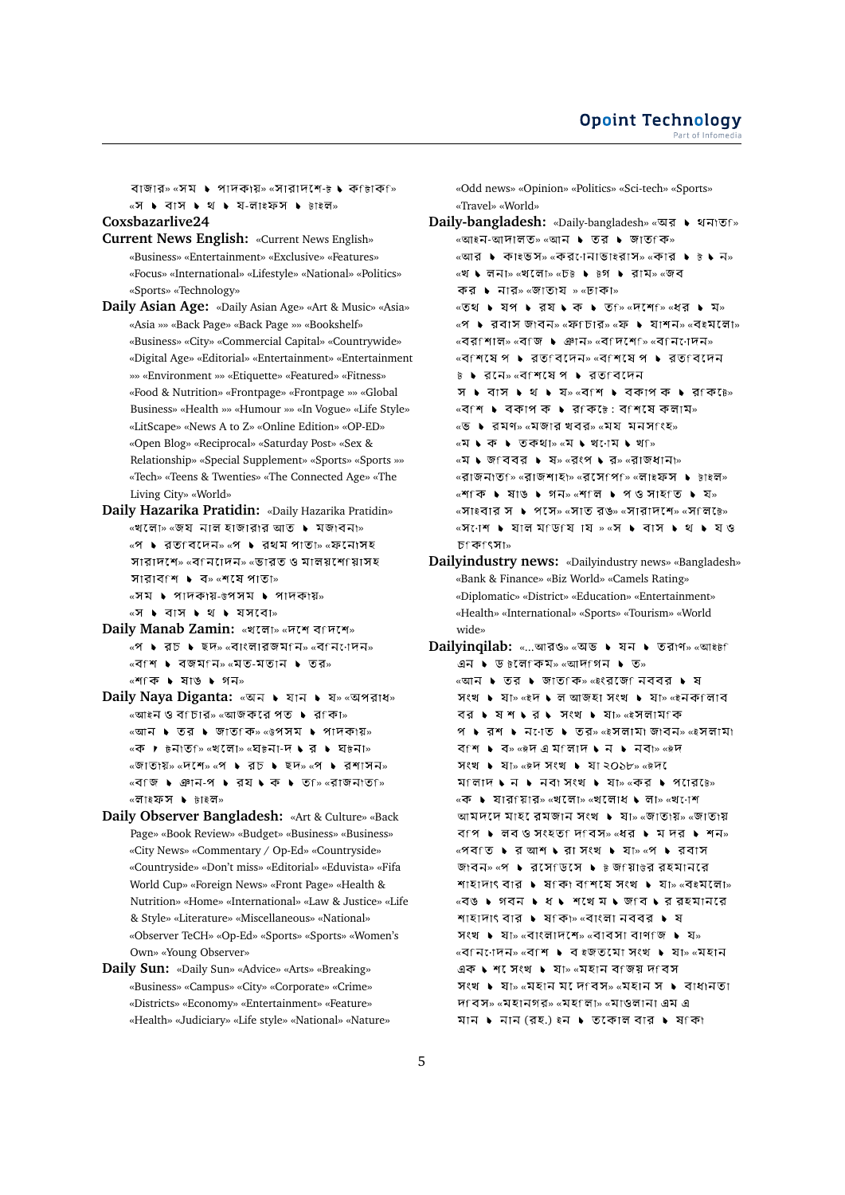বাজার» «সম ▸ পাদকায়» «সারাদেশ-ট ▸ কট্টাকি» «স ▸ বাস ▸ থ ▸ য-লাইফস ▸ টাইল»

**Coxsbazarlive24**

**Current News English:** «Current News English» «Business» «Entertainment» «Exclusive» «Features» «Focus» «International» «Lifestyle» «National» «Politics» «Sports» «Technology»

**Daily Asian Age:** «Daily Asian Age» «Art & Music» «Asia» «Asia »» «Back Page» «Back Page »» «Bookshelf» «Business» «City» «Commercial Capital» «Countrywide» «Digital Age» «Editorial» «Entertainment» «Entertainment »» «Environment »» «Etiquette» «Featured» «Fitness» «Food & Nutrition» «Frontpage» «Frontpage »» «Global Business» «Health »» «Humour »» «In Vogue» «Life Style» «LitScape» «News A to Z» «Online Edition» «OP-ED» «Open Blog» «Reciprocal» «Saturday Post» «Sex & Relationship» «Special Supplement» «Sports» «Sports »» «Tech» «Teens & Twenties» «The Connected Age» «The Living City» «World»

**Daily Hazarika Pratidin:** «Daily Hazarika Pratidin» «খেলো» «জয নাল হাজারার আত ▸ মজাবনা» «প ▸ রতাবেদেন» «প ▸ রথম পাতা» «ফেনাসহ সারাদেশে» «বিনোদেন» «ভারত ও মালয়শেয়াসহ সারাবিশ ▸ ব» «শেষ পাতা» «সম ▸ পাদকায়-উপসম ▸ পাদকায়» «স ▸ বাস ▸ থ ▸ যসবো»

**Daily Manab Zamin:** «খেলো» «দেশে বিদেশে» «প ▸ রচ ▸ ছদ» «বাংলারজমিন» «বিনোদেন» «বিশ ▸ বজমিন» «মত-মতান ▸ তর» «শাক ▸ ষাঙ ▸ গন»

**Daily Naya Diganta:** «অন ▸ যান ▸ য» «অপরাধ» «আইন ও বিচার» «আজকরে পত ▸ রকা» «আন ▸ তর ▸ জাতকি» «উপসম ▸ পাদকায়» «ক ▸ ষনািত» «খেলো» «ঘটনা-দ ▸ র ▸ ঘটনা» «জাতায়» «দেশে» «প ▸ রচ ▸ ছদ» «প ▸ রশাসন» «বাজ ▸ ঞান-প ▸ রয ▸ ক ▸ তি» «রাজনািত» «লাইফস ▸ টাইল»

**Daily Observer Bangladesh:** «Art & Culture» «Back Page» «Book Review» «Budget» «Business» «Business» «City News» «Commentary / Op-Ed» «Countryside» «Countryside» «Don't miss» «Editorial» «Eduvista» «Fifa World Cup» «Foreign News» «Front Page» «Health & Nutrition» «Home» «International» «Law & Justice» «Life & Style» «Literature» «Miscellaneous» «National» «Observer TeCH» «Op-Ed» «Sports» «Sports» «Women's Own» «Young Observer»

**Daily Sun:** «Daily Sun» «Advice» «Arts» «Breaking» «Business» «Campus» «City» «Corporate» «Crime» «Districts» «Economy» «Entertainment» «Feature» «Health» «Judiciary» «Life style» «National» «Nature» «Odd news» «Opinion» «Politics» «Sci-tech» «Sports» «Travel» «World»

**Daily-bangladesh:** «Daily-bangladesh» «অর ▸ থনািত» «আইন-আদালত» «আন ▸ তর ▸ জাতকি» «আর ▸ কাইভস» «করোনাভাইরাস» «কার ▸ ট ▸ ন» «খ ▸ লনা» «খেলো» «চট ▸ টগ ▸ রাম» «জব কর ▸ নার» «জাতায » «ঢাকা» «তথ ▸ যপ ▸ রয ▸ ক ▸ তি» «দেশে» «ধর ▸ ম» «প ▸ রবাস জাবন» «ফিচার» «ফ ▸ যাশন» «বইমলো» «বরিশাল» «বাজ ▸ ঞান» «বিদেশে» «বিনোদেন» «বিশেষ প ▸ রতাবেদেন» «বিশেষ প ▸ রতাবেদেন ট ▸ রনে» «বিশেষ প ▸ রতাবেদেন স ▸ বাস ▸ থ ▸ য» «বিশ ▸ বকাপ ক ▸ রাকিটে» «বিশ ▸ বকাপ ক ▸ রাকিটে: বিশেষ কলাম» «ভ ▸ রমণ» «মজার খবর» «ময মনসংিহ» «ম ▸ ক ▸ তকথা» «ম ▸ খোম ▸ খি» «ম ▸ জিববর ▸ ষ» «রংপ ▸ র» «রাজধানা» «রাজনািত» «রাজশাহা» «রেসপি» «লাইফস ▸ টাইল» «শাক ▸ ষাঙ ▸ গন» «শাল ▸ প ও সাহতি ▸ য» «সাইবার স ▸ পসে» «সাত রঙ» «সারাদেশে» «সলিটে» «সংেশ ▸ যাল মডিায া » «স ▸ বাস ▸ থ ▸ য ও চকিৎসা»

**Dailyindustry news:** «Dailyindustry news» «Bangladesh» «Bank & Finance» «Biz World» «Camels Rating» «Diplomatic» «District» «Education» «Entertainment» «Health» «International» «Sports» «Tourism» «World wide»

**Dailyinqilab:** «...আরও» «অভ ▸ যন ▸ তরাণ» «আইটি এন ▸ ড টলেকিম» «আদাগিন ▸ তি» «আন ▸ তর ▸ জাতকি» «ইংরজো নববর ▸ ষ সংখ ▸ যা» «ঈদ ▸ ল আজহা সংখ ▸ যা» «ইনকলাব বর ▸ ষ শ ▸ র ▸ সংখ ▸ যা» «ইসলামকি প ▸ রশ ▸ নাত ▸ তর» «ইসলামা জাবন» «ইসলামা বিশ ▸ ব» «ঈদ এ মলিাদ ▸ ন ▸ নবা» «ঈদ সংখ ▸ যা» «ঈদ সংখ ▸ যা ২০১৮» «ঈদে মলিাদ ▸ ন ▸ নবা সংখ ▸ যা» «কর ▸ পোরটে» «ক ▸ যারায়ার» «খেলো» «খেলোধ ▸ লা» «খোশ আমদদে মাহ রেমজান সংখ ▸ যা» «জাতায়» «জাতায় বাপ ▸ লব ও সংহতি দবিস» «ধর ▸ ম দর ▸ শন» «পবিত ▸ র আশ ▸ রা সংখ ▸ যা» «প ▸ রবাস জাবন» «প ▸ রসেডিসে ▸ ট জিয়াউর রহমানরে শাহাদাৎ বার ▸ ষকিা বিশেষ সংখ ▸ যা» «বইমলো» «বঙ ▸ গবন ▸ ধ ▸ শখে ম ▸ জাব ▸ র রহমানরে শাহাদাৎ বার ▸ ষকিা» «বাংলা নববর ▸ ষ সংখ ▸ যা» «বাংলাদেশে» «বাবসা বাণজি ▸ য» «বিনোদেন» «বিশ ▸ ব ইজতমো সংখ ▸ যা» «মহান একু ▸ শে সংখ ▸ যা» «মহান বজিয় দবিস সংখ ▸ যা» «মহান মে দবিস» «মহান স ▸ বাধানতা দবিস» «মহানগর» «মহলিা» «মাওলানা এম এ মান ▸ নান (রহ.) ইন ▸ তকোল বার ▸ ষকিা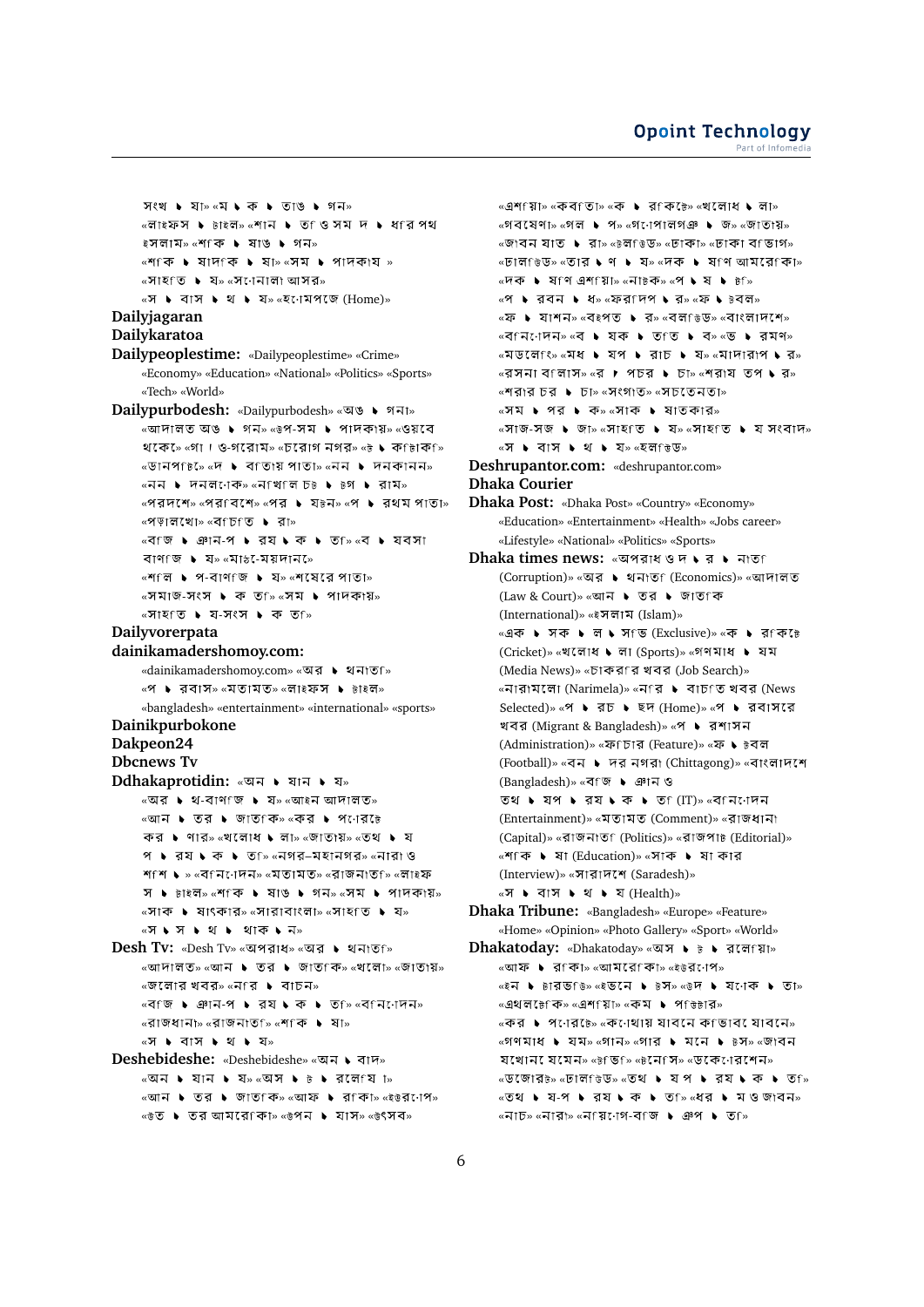সংখ ৳ যা» «ম ৳ ক ৳ তাঙ ৳ গন»
«লাইফস ৳ টাইল» «শান ৳ তি ও সম দ ৳ ধার পথ
ইসলাম» «শাক ৳ ষাঙ ৳ গন»
«শাক ৳ ষাদাক ৳ ষা» «সম ৳ পাদকায »
«সাহাত ৳ য» «সােনালা আসর»
«স ৳ বাস ৳ থ ৳ য» «হােমপেজ (Home)»

**Dailyjagaran**

**Dailykaratoa**

**Dailypeoplestime:** «Dailypeoplestime» «Crime» «Economy» «Education» «National» «Politics» «Sports» «Tech» «World»

**Dailypurbodesh:** «Dailypurbodesh» «অঙ ৳ গনা» «আদালত অঙ ৳ গন» «উপ-সম ৳ পাদকায়» «ওয়েবে থেকে» «গা । ও-গরোম» «চরোগ নগর» «ট ৳ কাচাকা» «ডানপাচে» «দ ৳ বাতায় পাতা» «নন ৳ দনকানন» «নন ৳ দনলােক» «নাখাল চট ৳ টগ ৳ রাম» «পরদেশে» «পরাবেশে» «পর ৳ যটন» «প ৳ রথম পাতা» «পড়ালখো» «বাচাত ৳ রা» «বাজ ৳ ঞান-প ৳ রয ৳ ক ৳ তা» «ব ৳ যবসা বাণাজ ৳ য» «মাঠে-ময়দানে» «শাল ৳ প-বাণাজ ৳ য» «শেষেরে পাতা» «সমাজ-সংস ৳ ক তা» «সম ৳ পাদকায়» «সাহাত ৳ য-সংস ৳ ক তা»

**Dailyvorerpata**

**dainikamadershomoy.com:** «dainikamadershomoy.com» «অর ৳ থনাতা» «প ৳ রবাস» «মতামত» «লাইফস ৳ টাইল» «bangladesh» «entertainment» «international» «sports»

**Dainikpurbokone**

**Dakpeon24**

**Dbcnews Tv**

**Ddhakaprotidin:** «অন ৳ যান ৳ য» «অর ৳ থ-বাণাজ ৳ য» «আইন আদালত» «আন ৳ তর ৳ জাতাক» «কর ৳ পােরট কর ৳ নার» «খলোধ ৳ লা» «জাতায়» «তথ ৳ য প ৳ রয ৳ ক ৳ তা» «নগর–মহানগর» «নারা ও শাশ ৳ » «বানােদন» «মতামত» «রাজনাতা» «লাইফ স ৳ টাইল» «শাক ৳ ষাঙ ৳ গন» «সম ৳ পাদকায়» «সাক ৳ ষাৎকার» «সারাবাংলা» «সাহাত ৳ য» «স ৳ স ৳ থ ৳ থাক ৳ ন»

**Desh Tv:** «Desh Tv» «অপরাধ» «অর ৳ থনাতা» «আদালত» «আন ৳ তর ৳ জাতাক» «খলো» «জাতায়» «জলোর খবর» «নার ৳ বাচন» «বাজ ৳ ঞান-প ৳ রয ৳ ক ৳ তা» «বানােদন» «রাজধানা» «রাজনাতা» «শাক ৳ ষা» «স ৳ বাস ৳ থ ৳ য»

**Deshebideshe:** «Deshebideshe» «অন ৳ বাদ» «অন ৳ যান ৳ য» «অস ৳ ট ৳ রলেয া» «আন ৳ তর ৳ জাতাক» «আফ ৳ রাকা» «ইউরােপ» «উত ৳ তর আমরোকা» «উপন ৳ যাস» «উৎসব» «এশায়া» «কবাতা» «ক ৳ রাকেট» «খলোধ ৳ লা» «গবষেণা» «গল ৳ প» «গােপালগঞ ৳ জ» «জাতায়» «জাবন যাত ৳ রা» «টলাভুড» «ঢাকা» «ঢাকা বাভাগ» «ঢালাভুড» «তার ৳ ণ ৳ য» «দক ৳ ষাণ আমরোকা» «দক ৳ ষাণ এশায়া» «নাটক» «প ৳ ষ ৳ টা» «প ৳ রবন ৳ ধ» «ফরাদপ ৳ র» «ফ ৳ টবল» «ফ ৳ যাশন» «বইপত ৳ র» «বলাভুড» «বাংলাদশে» «বানােদন» «ব ৳ যক ৳ তাত ৳ ব» «ভ ৳ রমণ» «মডলেং» «মধ ৳ যপ ৳ রাচ ৳ য» «মাদারাপ ৳ র» «রসনা বালাস» «র ৳ পচর ৳ চা» «শরায তপ ৳ র» «শরার চর ৳ চা» «সংগাত» «সচতেনতা» «সম ৳ পর ৳ ক» «সাক ৳ ষাতকার» «সাজ-সজ ৳ জা» «সাহাত ৳ য» «সাহাত ৳ য সংবাদ» «স ৳ বাস ৳ থ ৳ য» «হলাভুড»

**Deshrupantor.com:** «deshrupantor.com»

**Dhaka Courier**

**Dhaka Post:** «Dhaka Post» «Country» «Economy» «Education» «Entertainment» «Health» «Jobs career» «Lifestyle» «National» «Politics» «Sports»

**Dhaka times news:** «অপরাধ ও দ ৳ র ৳ নাতা (Corruption)» «অর ৳ থনাতা (Economics)» «আদালত (Law & Court)» «আন ৳ তর ৳ জাতাক (International)» «ইসলাম (Islam)» «এক ৳ সক ৳ ল ৳ সাভ (Exclusive)» «ক ৳ রাকেট (Cricket)» «খলোধ ৳ লা (Sports)» «গণমাধ ৳ যম (Media News)» «চাকরার খবর (Job Search)» «নারামলো (Narimela)» «নার ৳ বাচাত খবর (News Selected)» «প ৳ রচ ৳ ছদ (Home)» «প ৳ রবাসরে খবর (Migrant & Bangladesh)» «প ৳ রশাসন (Administration)» «ফাচার (Feature)» «ফ ৳ টবল (Football)» «বন ৳ দর নগরা (Chittagong)» «বাংলাদশে (Bangladesh)» «বাজ ৳ ঞান ও তথ ৳ যপ ৳ রয ৳ ক ৳ তা (IT)» «বানােদন (Entertainment)» «মতামত (Comment)» «রাজধানা (Capital)» «রাজনাতা (Politics)» «রাজপাট (Editorial)» «শাক ৳ ষা (Education)» «সাক ৳ ষা কার (Interview)» «সারাদশে (Saradesh)» «স ৳ বাস ৳ থ ৳ য (Health)»

**Dhaka Tribune:** «Bangladesh» «Europe» «Feature» «Home» «Opinion» «Photo Gallery» «Sport» «World»

**Dhakatoday:** «Dhakatoday» «অস ৳ ট ৳ রলেয়া» «আফ ৳ রাকা» «আমরোকা» «ইউরােপ» «ইন ৳ টারভাউ» «ইভনে ৳ টস» «উদ ৳ যােক ৳ তা» «এথলটেকি» «এশায়া» «কম ৳ পাউটার» «কর ৳ পােরট» «কােথায় যাবনে কাভাবে যাবনে» «গণমাধ ৳ যম» «গান» «গার ৳ মনে ৳ টস» «জাবন যখোনে যমেন» «টাভা» «টনো সে» «ডকোেরশেন» «ডজোরাট» «ঢালাভুড» «তথ ৳ যপ ৳ রয ৳ ক ৳ তা» «তথ ৳ য-প ৳ রয ৳ ক ৳ তা» «ধর ৳ ম ও জাবন» «নাচ» «নারা» «নায়ােগ-বাজ ৳ ঞপ ৳ তা»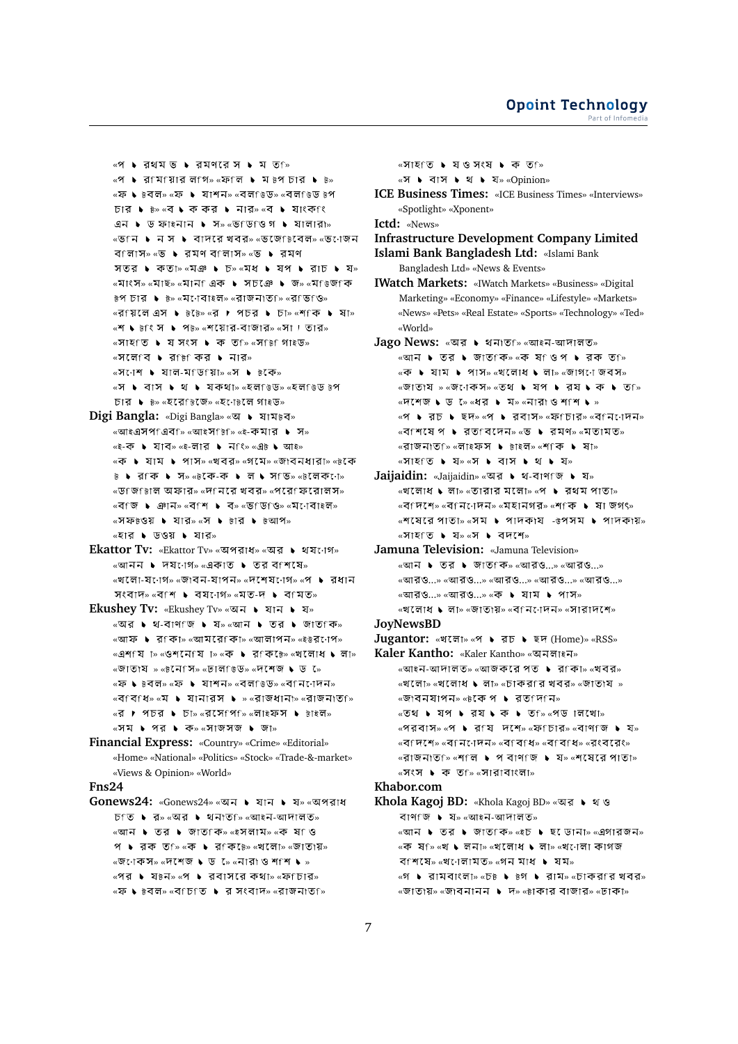«প ▸ রথমত ▸ রমণের স ▸ ম তি» «প ▸ রিমিয়ার লিগ» «ফিল ▸ ম ষ্টপ চার ▸ ষ্ট» «ফ ▸ ুটবল» «ফ ▸ যাশন» «বলিউড» «বলিউড ষ্টপ চার ▸ ষ্ট» «ব ▸ ক কর ▸ নার» «ব ▸ যাংকিং এন ▸ ড ফাইনান ▸ স» «ভিডিও গ ▸ যালারী» «ভিন ▸ ন স ▸ বাদের খবর» «ভেজিটেবেল» «ভোজন বিলাস» «ভ ▸ রমণ বিলাস» «ভ ▸ রমণ সতর ▸ কতা» «মঞ ▸ চ» «মধ ▸ যপ ▸ রাচ ▸ য» «মাংস» «মাছ» «মানি এক ▸ সচেঞ ▸ জ» «মিউজিক ষ্টপ চার ▸ ষ্ট» «মোবাইল» «রাজনীতি» «রান্না» «রিয়েল এস ▸ টেট» «র ▸ পচর ▸ চা» «শিক ▸ ষা» «শ ▸ টিং স ▸ পট» «শেয়ার-বাজার» «সা ! তার» «সাহিত ▸ য সংস ▸ ক তি» «সাপ্তাহিক» «সেলেব ▸ রিটি কর ▸ নার» «সোশ ▸ যাল-মিডিয়া» «স ▸ টকে» «স ▸ বাস ▸ থ ▸ যকথা» «হলিউড» «হলিউড টপ চার ▸ ষ্ট» «হেরিটেজ» «হোটেলে গাইড»

**Digi Bangla:** «Digi Bangla» «অ ▸ যামট্ব» «আইএসপিএবি» «আইসিটি» «ই-ক ▸ যাব» «ই-লার ▸ নিং» «এট ▸ আই» «ক ▸ যাম ▸ পাস» «খবর» «গেমস» «জীবনধারা» «টেকে ট ▸ রাক ▸ স» «টেক-ক ▸ ল ▸ সভি» «টেলিকম» «ডিজিটাল অফার» «দিনের খবর» «প্রোফাইলস» «বাজ ▸ ঞ্জান» «বিশ ▸ ব» «ভিডিও» «মোবাইল» «সফটওয় ▸ যার» «স ▸ টার ▸ টআপ» «হার ▸ ডওয় ▸ যার»

**Ekattor Tv:** «Ekattor Tv» «অপরাধ» «অর ▸ থযোগ» «আনন ▸ দযোগ» «একাত ▸ তর বিশেষ» «খেলো-যোগ» «জীবন-যাপন» «দেশযোগ» «প ▸ রধান সংবাদ» «বিশ ▸ বযোগ» «মত-দ ▸ বিমত»

**Ekushey Tv:** «Ekushey Tv» «অন ▸ যান ▸ য» «অর ▸ থ-বাণিজ ▸ য» «আন ▸ তর ▸ জাতিক» «আফ ▸ রিকা» «আমেরিকা» «আলাপন» «ইউরোপ» «এশিয়া» «ওশেনিয়া» «ক ▸ রিকেট» «খেলাধ ▸ লা» «জাতীয় » «টেনিস» «ঢালিউড» «দেশজ ▸ ড ে» «ফ ▸ ুটবল» «ফ ▸ যাশন» «বলিউড» «বিনোদন» «বিবিধ» «ম ▸ যাগাজিন ▸ » «রাজধানী» «রাজনীতি» «র ▸ পচর ▸ চা» «রেসিপি» «লাইফস ▸ টাইল» «সম ▸ পর ▸ ক» «সাজসজ ▸ জা»

**Financial Express:** «Country» «Crime» «Editorial» «Home» «National» «Politics» «Stock» «Trade-&-market» «Views & Opinion» «World»

**Fns24**

**Gonews24:** «Gonews24» «অন ▸ যান ▸ য» «অপরাধ চিত ▸ র» «অর ▸ থনীতি» «আইন-আদালত» «আন ▸ তর ▸ জাতিক» «ইসলাম» «ক ষি ও প ▸ রক তি» «ক ▸ রিকেট» «খেলা» «জাতীয়» «জোকস» «দেশজ ▸ ড ে» «নারী ও শিশ ▸ » «পর ▸ যটন» «প ▸ রবাসের কথা» «ফিচার» «ফ ▸ ুটবল» «বাছাইক ▸ ত সংবাদ» «রাজনীতি» «সাহিত ▸ য ও সংস ▸ ক তি» «স ▸ বাস ▸ থ ▸ য» «Opinion»

**ICE Business Times:** «ICE Business Times» «Interviews» «Spotlight» «Xponent»

**Ictd:** «News»

**Infrastructure Development Company Limited**

**Islami Bank Bangladesh Ltd:** «Islami Bank Bangladesh Ltd» «News & Events»

**IWatch Markets:** «IWatch Markets» «Business» «Digital Marketing» «Economy» «Finance» «Lifestyle» «Markets» «News» «Pets» «Real Estate» «Sports» «Technology» «Ted» «World»

**Jago News:** «অর ▸ থনীতি» «আইন-আদালত» «আন ▸ তর ▸ জাতিক» «ক ষি ও প ▸ রক তি» «ক ▸ যাম ▸ পাস» «খেলাধ ▸ লা» «জাগো জবস» «জাতীয় » «জোকস» «তথ ▸ যপ ▸ রয ▸ ক ▸ তি» «দেশজ ▸ ড ে» «ধর ▸ ম» «নারী ও শিশ ▸ » «প ▸ রচ ▸ ছদ» «প ▸ রবাস» «ফিচার» «বিনোদন» «বিশেষ প ▸ রতিবেদন» «ভ ▸ রমণ» «মতামত» «রাজনীতি» «লাইফস ▸ টাইল» «শিক ▸ ষা» «সাহিত ▸ য» «স ▸ বাস ▸ থ ▸ য»

**Jaijaidin:** «Jaijaidin» «অর ▸ থ-বাণিজ ▸ য» «খেলাধ ▸ লা» «তারার মেলা» «প ▸ রথম পাতা» «বিদেশ» «বিনোদন» «মহানগর» «শিক ▸ ষা জগৎ» «শেষের পাতা» «সম ▸ পাদকীয় -উপসম ▸ পাদকীয়» «সাহিত ▸ য» «স ▸ বদেশ»

**Jamuna Television:** «Jamuna Television» «আন ▸ তর ▸ জাতিক» «আরও...» «আরও...» «আরও...» «আরও...» «আরও...» «আরও...» «আরও...» «আরও...» «আরও...» «ক ▸ যাম ▸ পাস» «খেলাধ ▸ লা» «জাতীয়» «বিনোদন» «সারাদেশ»

**JoyNewsBD**

**Jugantor:** «খেলা» «প ▸ রচ ▸ ছদ (Home)» «RSS»

**Kaler Kantho:** «Kaler Kantho» «অনলাইন» «আইন-আদালত» «আজকের পত ▸ রিকা» «খবর» «খেলা» «খেলাধ ▸ লা» «চাকরির খবর» «জাতীয় » «জীবনযাপন» «টেকে প ▸ রতিদিন» «তথ ▸ যপ ▸ রয ▸ ক ▸ তি» «পড়ালেখা» «পরবাস» «প ▸ রিয় দেশ» «ফিচার» «বাণিজ ▸ য» «বিদেশ» «বিনোদন» «বিবিধ» «বিবিধ» «রংবেরং» «রাজনীতি» «শিল ▸ প বাণিজ ▸ য» «শেষের পাতা» «সংস ▸ ক তি» «সারাবাংলা»

**Khabor.com**

**Khola Kagoj BD:** «Khola Kagoj BD» «অর ▸ থ ও বাণিজ ▸ য» «আইন-আদালত» «আন ▸ তর ▸ জাতিক» «ইচ ▸ ছে ডানা» «এগারজন» «ক ষি» «খ ▸ লনা» «খেলাধ ▸ লা» «খোলা কাগজ বিশেষ» «খোলামত» «গন মাধ ▸ যম» «গ ▸ রামবাংলা» «চট ▸ টগ ▸ রাম» «চাকরির খবর» «জাতীয়» «জীবনানন ▸ দ» «টাকার বাজার» «ঢাকা»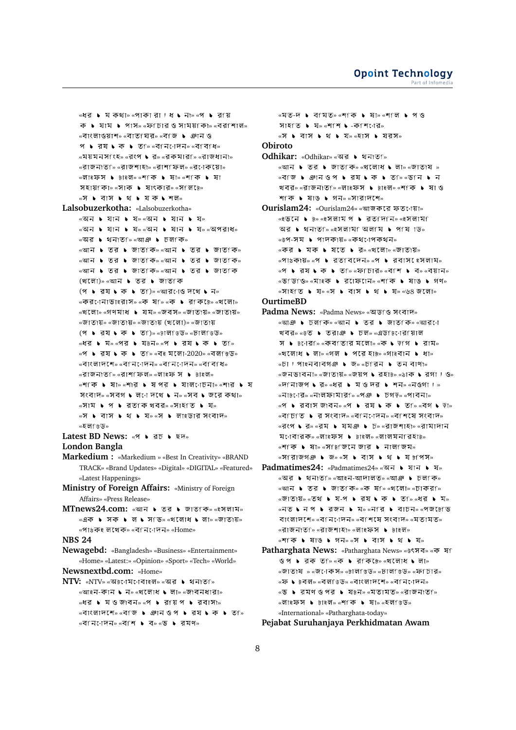«ধর ▸ ম কথা» «পাকা রা ! ধ ▸ না» «প ▸ রায় ক ▸ যাম ▸ পাস» «ফাচার ও সাময়াকা» «বরাশাল» «বাংলাওয়াশ» «বাতাঘর» «বাজ ▸ ঞান ও প ▸ রয ▸ ক ▸ তা» «বানোদেন» «বাবাধ» «ময়মনসাংহ» «রংপ ▸ র» «রকমারা» «রাজধানা» «রাজনাতা» «রাজশাহা» «রাশফল» «রাোকেয়া» «লাইফস ▸ টাইল» «শাক ▸ ষা» «শাক ▸ ষা সহায়াকা» «সাক ▸ ষাৎকার» «সালেট» «স ▸ বাস ▸ থ ▸ য ক ▸ শল»

**Lalsobuzerkotha:** «Lalsobuzerkotha» «অন ▸ যান ▸ য» «অন ▸ যান ▸ য» «অন ▸ যান ▸ য» «অন ▸ যান ▸ য» «অপরাধ» «অর ▸ থনাতা» «আঞ ▸ চলাক» «আন ▸ তর ▸ জাতাক» «আন ▸ তর ▸ জাতাক» «আন ▸ তর ▸ জাতাক» «আন ▸ তর ▸ জাতাক» «আন ▸ তর ▸ জাতাক» «আন ▸ তর ▸ জাতাক (খেলো)» «আন ▸ তর ▸ জাতাক (প ▸ রয ▸ ক ▸ তা)» «আরাো দেখ ▸ ন» «করোনাভাইরাস» «ক ষা» «ক ▸ রাকেট» «খেলো» «খেলো» «গণমাধ ▸ যম» «জবস» «জাতায়» «জাতায়» «জাতায়» «জাতায়» «জাতায় (খেলো)» «জাতায় (প ▸ রয ▸ ক ▸ তা)» «টালাউড» «ঢালাউড» «ধর ▸ ম» «পর ▸ যটন» «প ▸ রয ▸ ক ▸ তা» «প ▸ রয ▸ ক ▸ তা» «বই মেলো-2020» «বলাউড» «বাংলাদেশে» «বানোদেন» «বানোদেন» «বাবাধ» «রাজনাতা» «রাশাফল» «লাইফ স ▸ টাইল» «শাক ▸ ষা» «শার ▸ ষপর ▸ যালোচনা» «শার ▸ ষ সংবাদ» «সবগ ▸ লাে দেখ ▸ ন» «সব ▸ জরে কথা» «সাম ▸ প ▸ রতাক খবর» «সাহাত ▸ য» «স ▸ বাস ▸ থ ▸ য» «স ▸ লাইডার সংবাদ» «হলাউড»

**Latest BD News:** «প ▸ রচ ▸ ছদ»

**London Bangla**

**Markedium :** «Markedium » «Best In Creativity» «BRAND TRACK» «Brand Updates» «Digital» «DIGITAL» «Featured» «Latest Happenings»

**Ministry of Foreign Affairs:** «Ministry of Foreign Affairs» «Press Release»

**MTnews24.com:** «আন ▸ তর ▸ জাতাক» «ইসলাম» «এক ▸ সক ▸ ল ▸ সাভ» «খেলাধ ▸ লা» «জাতায়» «পাঠকই লেখক» «বানোদেন» «Home»

**NBS 24**

**Newagebd:** «Bangladesh» «Business» «Entertainment» «Home» «Latest:» «Opinion» «Sport» «Tech» «World»

**Newsnextbd.com:** «Home»

**NTV:** «NTV» «অটোমোবাইল» «অর ▸ থনাতা» «আইন-কান ▸ ন» «খেলাধ ▸ লা» «জাবনধারা» «ধর ▸ ম ও জাবন» «প ▸ রায়প ▸ রবাসা» «বাংলাদেশে» «বাজ ▸ ঞান ও প ▸ রয ▸ ক ▸ তা» «বানোদেন» «বাশ ▸ ব» «ভ ▸ রমণ»

«মত-দ ▸ বামত» «শাক ▸ ষা» «শাল ▸ প ও সাহাত ▸ য» «শাশ ▸ -কাশোর» «স ▸ বাস ▸ থ ▸ য» «হাস ▸ যরস»

**Obiroto**

**Odhikar:** «Odhikar» «অর ▸ থনাতা» «আন ▸ তর ▸ জাতাক» «খেলাধ ▸ লা» «জাতায় » «বাজ ▸ ঞান ও প ▸ রয ▸ ক ▸ তা» «ভান ▸ ন খবর» «রাজনাতা» «লাইফস ▸ টাইল» «শাক ▸ ষা ও শাক ▸ ষাঙ ▸ গন» «সারাদেশে»

**Ourislam24:** «Ourislam24» «আজকরে ফতোয়া» «ইভনে ▸ ট» «ইসলামপ ▸ রতাদনি» «ইসলামা অর ▸ থনাতা» «ইসলামা অলাম ▸ পায ়াড» «উপ-সম ▸ পাদকায়» «কথোপেকথন» «কর ▸ মক ▸ ষতে ▸ র» «খেলো» «জাতায়» «পাঠকায়» «প ▸ রতাবদেন» «প ▸ রবাসে ইসলাম» «প ▸ রয ▸ ক ▸ তা» «ফাচার» «বাশ ▸ ব» «বয়ান» «ভাডিও» «মাহক ▸ রাফোনে» «শাক ▸ ষাঙ ▸ গণ» «সাহাত ▸ য» «স ▸ বাস ▸ থ ▸ য» «৬৪ জেলো»

**OurtimeBD**

**Padma News:** «Padma News» «অডাও সংবাদ» «আঞ ▸ চলাক» «আন ▸ তর ▸ জাতাক» «আরো খবর» «উত ▸ তরাঞ ▸ চল» «এডাটোরয়াল স ▸ টোরা» «কবাতার মেলো» «ক ▸ ড়াগ ▸ রাম» «খেলাধ ▸ লা» «গল ▸ পরে হাট» «গাইবান ▸ ধা» «চা ! পাইনবাবগঞ ▸ জ» «চারন ▸ তন বাণা» «জনভাবনা» «জাতায়» «জয়প ▸ রহাট» «ঠাক ▸ রগা ! ও» «দানাজপ ▸ র» «ধর ▸ ম ও দর ▸ শন» «নওগা ! » «নাটোর» «নালফামারা» «পঞ ▸ চগড়» «পাবনা» «প ▸ রবাস জাবন» «প ▸ রয ▸ ক ▸ তা» «বগ ▸ ড়া» «বাচাত ▸ র সংবাদ» «বানোদেন» «বাশেষে সংবাদ» «রংপ ▸ র» «রম ▸ যমঞ ▸ চ» «রাজশাহা» «রামাদান মোবারক» «লাইফস ▸ টাইল» «লালমনারহাট» «শাক ▸ ষা» «সাটাজেনে জার ▸ নালাজম» «সারাজগঞ ▸ জ» «স ▸ বাস ▸ থ ▸ য টাপস»

**Padmatimes24:** «Padmatimes24» «অন ▸ যান ▸ য» «অর ▸ থনাতা» «আইন-আদালত» «আঞ ▸ চলাক» «আন ▸ তর ▸ জাতাক» «ক ষা» «খেলো» «চাকরা» «জাতায়» «তথ ▸ য-প ▸ রয ▸ ক ▸ তা» «ধর ▸ ম» «নত ▸ নপ ▸ রজন ▸ ম» «নার ▸ বাচন» «পজাটোভ বাংলাদেশে» «বানোদেন» «বাশেষে সংবাদ» «মতামত» «রাজনাতা» «রাজশাহা» «লাইফস ▸ টাইল» «শাক ▸ ষাঙ ▸ গন» «স ▸ বাস ▸ থ ▸ য»

**Patharghata News:** «Patharghata News» «উৎসব» «ক ষা ও প ▸ রক তা» «ক ▸ রাকেট» «খেলাধ ▸ লা» «জাতায » «জোকস» «টালাউড» «ঢালাউড» «ফাচার» «ফ ▸ টবল» «বলাউড» «বাংলাদেশে» «বানোদেন» «ভ ▸ রমণ ও পর ▸ যটন» «মতামত» «রাজনাতা» «লাইফস ▸ টাইল» «শাক ▸ ষা» «হলাউড» «International» «Patharghata-today»

**Pejabat Suruhanjaya Perkhidmatan Awam**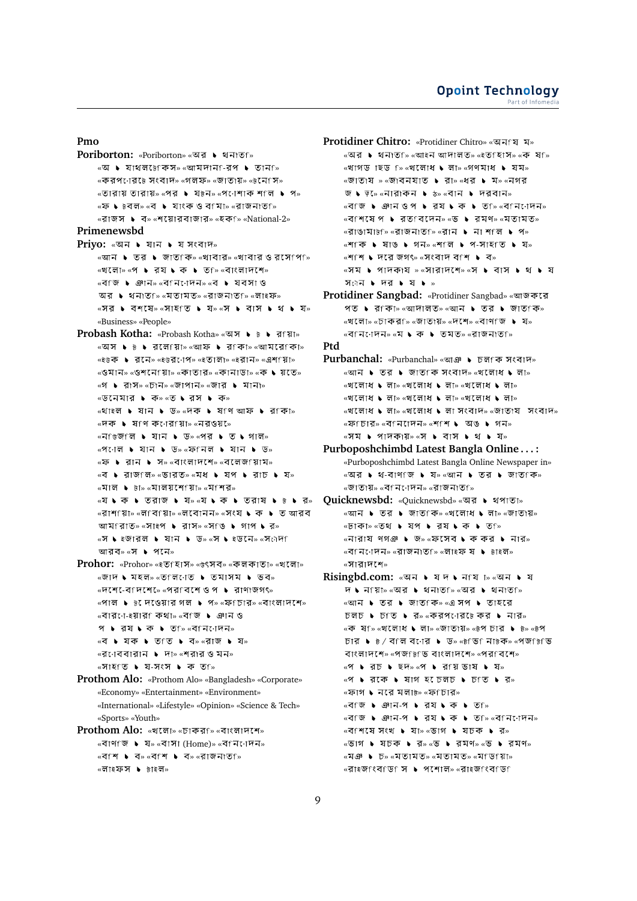## Pmo

**Poriborton:** «Poriborton» «অর ৳ থনীতি» «অ ৳ যাথলটোকিস» «আমদানী-রপ ৳ তানী» «করপোরেট সংবাদ» «গলফ» «জাতীয়» «টেনিস» «তারায় তারায়» «পর ৳ যটন» «পোশোক শিল ৳ প» «ফ ৳ টবল» «ব ৳ যাংক ও বীমা» «রাজনীতি» «রাজস ৳ ব» «শেয়ারবাজার» «হকি» «National-2»

## Primenewsbd

**Priyo:** «অন ৳ যান ৳ য সংবাদ» «আন ৳ তর ৳ জাতিক» «খাবার» «খাবার ও রেসিপি» «খেলা» «প ৳ রয ৳ ক ৳ তি» «বাংলাদেশ» «বাজ ৳ এ্যান» «বিনোদন» «ব ৳ যবসা ও অর ৳ থনীতি» «মতামত» «রাজনীতি» «লাইফ» «সর ৳ বশেষ» «সাহিত ৳ য» «স ৳ বাস ৳ থ ৳ য» «Business» «People»

**Probash Kotha:** «Probash Kotha» «অস ৳ ট ৳ রেলিয়া» «অস ৳ ট ৳ রেলিয়া» «আফ ৳ রিকা» «আমেরিকা» «ইউক ৳ রেন» «ইউরোপ» «ইতালি» «ইরান» «এশিয়া» «ওমান» «ওশেনিয়া» «কাতার» «কানাডা» «ক ৳ য়েত» «গ ৳ রীস» «চীন» «জাপান» «জার ৳ মানি» «ডেনমার ৳ ক» «ত ৳ রস ৳ ক» «থাইল ৳ যান ৳ ড» «দক ৳ ষিণ আফ ৳ রিকা» «দক ৳ ষিণ কোরিয়া» «নরওয়ে» «নিউজিল ৳ যান ৳ ড» «পর ৳ ত ৳ গাল» «পোল ৳ যান ৳ ড» «ফিনল ৳ যান ৳ ড» «ফ ৳ রান ৳ স» «বাংলাদেশ» «বেলজিয়াম» «ব ৳ রাজিল» «ভারত» «মধ ৳ যপ ৳ রাচ ৳ য» «মাল ৳ টা» «মালয়েশিয়া» «মিশর» «যুক ৳ তরাজ ৳ য» «যুক ৳ তরাষ ৳ ট ৳ র» «রাশিয়া» «লিবিয়া» «লেবানন» «সংয ৳ ক ৳ ত আরব আমিরাত» «সাইপ ৳ রাস» «সিঙ ৳ গাপ ৳ র» «স ৳ ইজারল ৳ যান ৳ ড» «স ৳ ইডেন» «সৌদি আরব» «স ৳ পেন»

**Prohor:** «Prohor» «ইতিহাস» «উৎসব» «কলকাতা» «খেলা» «জাদ ৳ মহল» «তিলোত ৳ তমাসম ৳ ভব» «দেশে-বিদেশে» «পরিবেশ ও প ৳ রাণীজগৎ» «পাল ৳ টে দেওয়ার গল ৳ প» «ফিচার» «বাংলাদেশ» «বারো-ইয়ারি কথা» «বাজ ৳ এ্যান ও প ৳ রয ৳ ক ৳ তি» «বিনোদন» «ব ৳ যক ৳ তিত ৳ ব» «রাজ ৳ য» «রোববারান ৳ দা» «শরীর ও মন» «সাহিত ৳ য-সংস ৳ ক তি»

**Prothom Alo:** «Prothom Alo» «Bangladesh» «Corporate» «Economy» «Entertainment» «Environment» «International» «Lifestyle» «Opinion» «Science & Tech» «Sports» «Youth»

**Prothom Alo:** «খেলা» «চাকরি» «বাংলাদেশ» «বাণিজ ৳ য» «বাসা (Home)» «বিনোদন» «বিশ ৳ ব» «বিশ ৳ ব» «রাজনীতি» «লাইফস ৳ টাইল»

**Protidiner Chitro:** «Protidiner Chitro» «অনির ৳ ম» «অর ৳ থনীতি» «আইন আদালত» «ইতিহাস» «ক ষি» «খাগড় াছড় ি» «খেলাধ ৳ লা» «গণমাধ ৳ যম» «জাতীয় » «জীবনযাত ৳ রা» «ধর ৳ ম» «নগর জ ৳ ড়ে» «নারাকন ৳ ঠ» «বান ৳ দরবান» «বাজ ৳ এ্যান ও প ৳ রয ৳ ক ৳ তি» «বিনোদন» «বিশেষ প ৳ রতিবেদন» «ভ ৳ রমণ» «মতামত» «রাঙামাটি» «রাজনীতি» «রান ৳ না শিল ৳ প» «শাক ৳ ষাঙ ৳ গন» «শিল ৳ প-সাহিত ৳ য» «শিশ ৳ দরে জগৎ» «সংবাদ বিশ ৳ ব» «সম ৳ পাদকীয় » «সারাদেশ» «স ৳ বাস ৳ থ ৳ য সংেন ৳ দর ৳ য ৳ »

**Protidiner Sangbad:** «Protidiner Sangbad» «আজকের পত ৳ রিকা» «আদালত» «আন ৳ তর ৳ জাতিক» «খেলা» «চাকরি» «জাতীয়» «দেশ» «বাণিজ ৳ য» «বিনোদন» «ম ৳ ক ৳ তমত» «রাজনীতি»

## Ptd

**Purbanchal:** «Purbanchal» «আঞ ৳ চলিক সংবাদ» «আন ৳ তর ৳ জাতিক সংবাদ» «খেলাধ ৳ লা» «খেলাধ ৳ লা» «খেলাধ ৳ লা» «খেলাধ ৳ লা» «খেলাধ ৳ লা» «খেলাধ ৳ লা» «খেলাধ ৳ লা» «খেলাধ ৳ লা সংবাদ» «জাতীয় সংবাদ» «ফিচার» «বিনোদন» «শিশ ৳ অঙ ৳ গন» «সম ৳ পাদকীয়» «স ৳ বাস ৳ থ ৳ য»

**Purboposhchimbd Latest Bangla Online . . . :** «Purboposhchimbd Latest Bangla Online Newspaper in» «অর ৳ থ-বাণিজ ৳ য» «আন ৳ তর ৳ জাতিক» «জাতীয়» «বিনোদন» «রাজনীতি»

**Quicknewsbd:** «Quicknewsbd» «অর ৳ থনীতি» «আন ৳ তর ৳ জাতিক» «খেলাধ ৳ লা» «জাতীয়» «ঢাকা» «তথ ৳ যপ ৳ রয ৳ ক ৳ তি» «নারায ণগঞ ৳ জ» «ফেসব ৳ ক কর ৳ নার» «বিনোদন» «রাজনীতি» «লাইফ স ৳ টাইল» «সারাদেশ»

**Risingbd.com:** «অন ৳ য দ ৳ নিয় া» «অন ৳ য দ ৳ নিয়া» «অর ৳ থনীতি» «অর ৳ থনীতি» «আন ৳ তর ৳ জাতিক» «এ সপ ৳ তাহের চলচ ৳ চিত ৳ র» «করপোরেট কর ৳ নার» «ক ষি» «খেলাধ ৳ লা» «জাতীয়» «টপ চার ৳ ট» «টপ চার ৳ ট / বাল বোর ৳ ড» «টিভি নাটক» «পজিটিভ বাংলাদেশ» «পজিটিভ বাংলাদেশ» «পরিবেশ» «প ৳ রচ ৳ ছদ» «প ৳ রয়িভাষ ৳ য» «প ৳ রকে ৳ ষাগ হে চলচ ৳ চিত ৳ র» «ফাগ ৳ নের মেলাট» «ফিচার» «বাজ ৳ এ্যান-প ৳ রয ৳ ক ৳ তি» «বাজ ৳ এ্যান-প ৳ রয ৳ ক ৳ তি» «বিনোদন» «বিশেষ সংখ ৳ যা» «ভাগ ৳ যচক ৳ র» «ভাগ ৳ যচক ৳ র» «ভ ৳ রমণ» «ভ ৳ রমণ» «মঞ ৳ চ» «মতামত» «মতামত» «মিডিয়া» «রাইজিংবিডি স ৳ পেশাল» «রাইজিংবিডি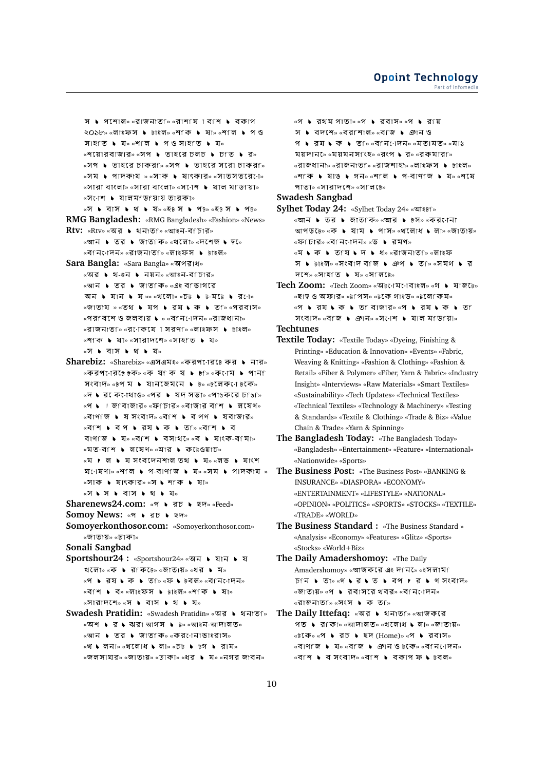স ● পশোল» «রাজনীতি» «রাশিয়া বিশ ● বকাপ ২০১৮» «লাইফস ● টাইল» «শিক ● ষা» «শিল ● প ও সাহিত ● য» «শিল ● প ও সাহিত ● য» «শেয়োরবাজার» «সপ ● তাহরে চলচ ● চিত ● র» «সপ ● তাহরে চাকরি» «সপ ● তাহরে সরো চাকরি» «সম ● পাদকীয » «সাক ● ষাৎকার» «সাতসতরেো» «সারা বাংলা» «সারা বাংলা» «সংেশ ● যাল মিডিয়া» «সংেশ ● যালমিডিয়ায় তারকা» «স ● বাস ● থ ● য» «হট স ● পট» «হট স ● পট»

**RMG Bangladesh:** «RMG Bangladesh» «Fashion» «News»

**Rtv:** «Rtv» «অর ● থনীতি» «আইন-বিচার» «আন ● তর ● জাতিক» «খলো» «দশেজ ● ড়ে» «বিনািদেন» «রাজনীতি» «লাইফস ● টাইল»

**Sara Bangla:** «Sara Bangla» «অপরাধ» «অর ● থ-ভুন ● নয়ন» «আইন-বিচার» «আন ● তর ● জাতিক» «এই বিভাগরে অন ● যান ● য »» «খলো» «চট ● ট-মট্ট ● রো» «জাতীয » «তথ ● যপ ● রয ● ক ● তি» «পরবাস» «পরিবশে ও জলবায ● » «বিনািদেন» «রাজধানী» «রাজনীতি» «রোকয়ে া সরণি» «লাইফস ● টাইল» «শিক ● ষা» «সারাদশে» «সাহিত ● য» «স ● বাস ● থ ● য»

**Sharebiz:** «Sharebiz» «এসএমই» «করপোরটে কর ● নার» «করপোরটেটক» «ক ষি ক ষ ● টি» «কোম ● পানি সংবাদ» «টপ ম ● যানজেমনে ● ট» «টেলকিো টকে» «দ ● রে কোথাও» «পর ● যদ সভা» «পাঠকরে চিঠি» «প ● ুঁজিবাজার» «ফিচার» «বাজার বিশ ● লষেণ» «বাণিজ ● য সংবাদ» «বিশ ● ব পণ ● যবাজার» «বিশ ● ব প ● রয ● ক ● তি» «বিশ ● ব বাণিজ ● য» «বিশ ● বসাথে» «ব ● যাংক-বিমা» «মত-বিশ ● লষেণ» «মার ● কটেওয়াচ» «ম ● ূল ● য সংবদেনশীল তথ ● য» «লভ ● যাংশ ঘোষণা» «শিল ● প-বাণিজ ● য» «সম ● পাদকীয » «সাক ● ষাৎকার» «স ● শিক ● ষা» «স ● স ● বাস ● থ ● য»

**Sharenews24.com:** «প ● রচ ● ছদ» «Feed»

**Somoy News:** «প ● রচ ● ছদ»

**Somoyerkonthosor.com:** «Somoyerkonthosor.com» «জাতীয়» «ঢাকা»

**Sonali Sangbad**

**Sportshour24 :** «Sportshour24» «অন ● যান ● য খলো» «ক ● রকিটে» «জাতীয়» «ধর ● ম» «প ● রয ● ক ● তি» «ফ ● টবল» «বিনািদেন» «বিশ ● ব» «লাইফস ● টাইল» «শিক ● ষা» «সারাদশে» «স ● বাস ● থ ● য»

**Swadesh Pratidin:** «Swadesh Pratidin» «অর ● থনীতি» «অশ ● র ● ঝরা আগস ● ট» «আইন-আদালত» «আন ● তর ● জাতিক» «করোনাভাইরাস» «খ ● লনা» «খলোধ ● লা» «চট ● টগ ● রাম» «জলসাঘর» «জাতীয়» «ঢাকা» «ধর ● ম» «নগর জীবন» «প ● রথম পাতা» «প ● রবাস» «প ● রায স ● বদশে» «বরিশাল» «বিজ ● ঞান ও প ● রয ● ক ● তি» «বিনািদেন» «মতামত» «মাঠ ময়দান» «ময়মনসিংহ» «রংপ ● র» «রকমারি» «রাজধানী» «রাজনীতি» «রাজশাহী» «লাইফস ● টাইল» «শিক ● ষাঙ ● গন» «শিল ● প-বাণিজ ● য» «শষে পাতা» «সারাদশে» «সিলটে»

**Swadesh Sangbad**

**Sylhet Today 24:** «Sylhet Today 24» «আইটি» «আন ● তর ● জাতিক» «আর ● টস» «করোনা আপডটে» «ক ● যাম ● পাস» «খলোধ ● লা» «জাতীয়» «ফিচার» «বিনািদেন» «ভ ● রমণ» «ম ● ক ● তিয ● দ ● ধ» «রাজনীতি» «লাইফ স ● টাইল» «সংবাদ বিজ ● ঞপ ● তি» «সমগ ● র দশে» «সাহিত ● য» «সিলটে»

**Tech Zoom:** «Tech Zoom» «অটোমোবাইল» «গ ● যাজটে» «ছাড় ও অফার» «টপিস» «টকে গাইড» «টলেকিম» «প ● রয ● ক ● তি বাজার» «প ● রয ● ক ● তি সংবাদ» «বিজ ● ঞান» «সংেশ ● যাল মিডিয়া»

**Techtunes**

**Textile Today:** «Textile Today» «Dyeing, Finishing & Printing» «Education & Innovation» «Events» «Fabric, Weaving & Knitting» «Fashion & Clothing» «Fashion & Retail» «Fiber & Polymer» «Fiber, Yarn & Fabric» «Industry Insight» «Interviews» «Raw Materials» «Smart Textiles» «Sustainability» «Tech Updates» «Technical Textiles» «Technical Textiles» «Technology & Machinery» «Testing & Standards» «Textile & Clothing» «Trade & Biz» «Value Chain & Trade» «Yarn & Spinning»

**The Bangladesh Today:** «The Bangladesh Today» «Bangladesh» «Entertainment» «Feature» «International» «Nationwide» «Sports»

**The Business Post:** «The Business Post» «BANKING & INSURANCE» «DIASPORA» «ECONOMY» «ENTERTAINMENT» «LIFESTYLE» «NATIONAL» «OPINION» «POLITICS» «SPORTS» «STOCKS» «TEXTILE» «TRADE» «WORLD»

**The Business Standard :** «The Business Standard » «Analysis» «Economy» «Features» «Glitz» «Sports» «Stocks» «World+Biz»

**The Daily Amadershomoy:** «The Daily Amadershomoy» «আজকরে এই দিনে» «ইসলামি চিন ● তা» «গ ● র ● ত ● বপ ● ূর ● ণ সংবাদ» «জাতীয়» «প ● রবাসরে খবর» «বিনািদেন» «রাজনীতি» «সংস ● ক ● তি»

**The Daily Ittefaq:** «অর ● থনীতি» «আজকরে পত ● রকিা» «আদালত» «খলোধ ● লা» «জাতীয়» «টকে» «প ● রচ ● ছদ (Home)» «প ● রবাস» «বাণিজ ● য» «বিজ ● ঞান ও টকে» «বিনািদেন» «বিশ ● ব সংবাদ» «বিশ ● বকাপ ফ ● টবল»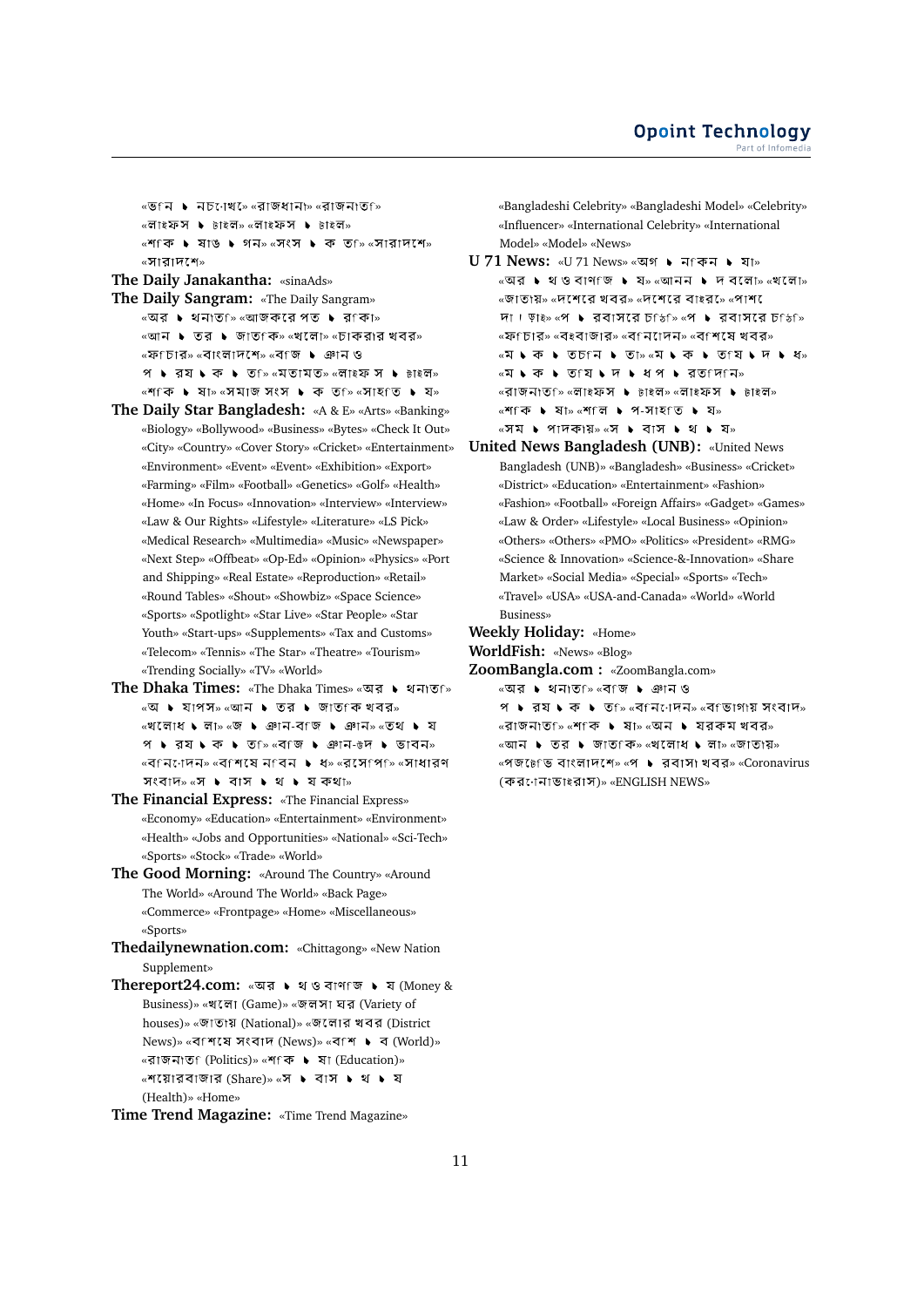«ভ্রমণ ▸ নচোখে» «রাজধানী» «রাজনীতি»
«লাইফস ▸ টাইল» «লাইফস ▸ টাইল»
«শিক ▸ ষাঙ ▸ গন» «সংস ▸ ক তি» «সারাদেশে»
«সারাদেশে»

**The Daily Janakantha:** «sinaAds»

**The Daily Sangram:** «The Daily Sangram» «অর ▸ থনীতি» «আজকের পত ▸ রিকা» «আন ▸ তর ▸ জাতিক» «খেলা» «চাকরীর খবর» «ফিচার» «বাংলাদেশ» «বিজ ▸ ঞান ও প ▸ রয ▸ ক ▸ তি» «মতামত» «লাইফ স ▸ টাইল» «শিক ▸ ষা» «সমাজ সংস ▸ ক তি» «সাহিত ▸ য»

**The Daily Star Bangladesh:** «A & E» «Arts» «Banking» «Biology» «Bollywood» «Business» «Bytes» «Check It Out» «City» «Country» «Cover Story» «Cricket» «Entertainment» «Environment» «Event» «Event» «Exhibition» «Export» «Farming» «Film» «Football» «Genetics» «Golf» «Health» «Home» «In Focus» «Innovation» «Interview» «Interview» «Law & Our Rights» «Lifestyle» «Literature» «LS Pick» «Medical Research» «Multimedia» «Music» «Newspaper» «Next Step» «Offbeat» «Op-Ed» «Opinion» «Physics» «Port and Shipping» «Real Estate» «Reproduction» «Retail» «Round Tables» «Shout» «Showbiz» «Space Science» «Sports» «Spotlight» «Star Live» «Star People» «Star Youth» «Start-ups» «Supplements» «Tax and Customs» «Telecom» «Tennis» «The Star» «Theatre» «Tourism» «Trending Socially» «TV» «World»

**The Dhaka Times:** «The Dhaka Times» «অর ▸ থনীতি» «অ ▸ যাপস» «আন ▸ তর ▸ জাতিক খবর» «খেলাধ ▸ লা» «জ ▸ ঞান-বিজ ▸ ঞান» «তথ ▸ য প ▸ রয ▸ ক ▸ তি» «বিজ ▸ ঞান-উদ ▸ ভাবন» «বিনোদন» «বিশেষ নিবন ▸ ধ» «রেসেপি» «সাধারণ সংবাদ» «স ▸ বাস ▸ থ ▸ য কথা»

**The Financial Express:** «The Financial Express» «Economy» «Education» «Entertainment» «Environment» «Health» «Jobs and Opportunities» «National» «Sci-Tech» «Sports» «Stock» «Trade» «World»

**The Good Morning:** «Around The Country» «Around The World» «Around The World» «Back Page» «Commerce» «Frontpage» «Home» «Miscellaneous» «Sports»

**Thedailynewnation.com:** «Chittagong» «New Nation Supplement»

**Thereport24.com:** «অর ▸ থ ও বাণিজ ▸ য (Money & Business)» «খেলা (Game)» «জলসা ঘর (Variety of houses)» «জাতীয় (National)» «জেলার খবর (District News)» «বিশেষ সংবাদ (News)» «বিশ ▸ ব (World)» «রাজনীতি (Politics)» «শিক ▸ ষা (Education)» «শেয়ারবাজার (Share)» «স ▸ বাস ▸ থ ▸ য (Health)» «Home»

**Time Trend Magazine:** «Time Trend Magazine» «Bangladeshi Celebrity» «Bangladeshi Model» «Celebrity» «Influencer» «International Celebrity» «International Model» «Model» «News»

**U 71 News:** «U 71 News» «অগ ▸ নিকন ▸ যা» «অর ▸ থ ও বাণিজ ▸ য» «আনন ▸ দ বেলা» «খেলা» «জাতীয়» «দেশের খবর» «দেশের বাইরে» «পাশে দাঁড়াই» «প ▸ রবাসের চিঠি» «প ▸ রবাসের চিঠি» «ফিচার» «বইবাজার» «বিনোদন» «বিশেষ খবর» «ম ▸ ক ▸ তচিন ▸ তা» «ম ▸ ক ▸ তিয ▸ দ ▸ ধ» «ম ▸ ক ▸ তিয ▸ দ ▸ ধ প ▸ রতিদিন» «রাজনীতি» «লাইফস ▸ টাইল» «লাইফস ▸ টাইল» «শিক ▸ ষা» «শিল ▸ প-সাহিত ▸ য» «সম ▸ পাদকীয়» «স ▸ বাস ▸ থ ▸ য»

**United News Bangladesh (UNB):** «United News Bangladesh (UNB)» «Bangladesh» «Business» «Cricket» «District» «Education» «Entertainment» «Fashion» «Fashion» «Football» «Foreign Affairs» «Gadget» «Games» «Law & Order» «Lifestyle» «Local Business» «Opinion» «Others» «Others» «PMO» «Politics» «President» «RMG» «Science & Innovation» «Science-&-Innovation» «Share Market» «Social Media» «Special» «Sports» «Tech» «Travel» «USA» «USA-and-Canada» «World» «World Business»

**Weekly Holiday:** «Home»

**WorldFish:** «News» «Blog»

**ZoomBangla.com :** «ZoomBangla.com» «অর ▸ থনীতি» «বিজ ▸ ঞান ও প ▸ রয ▸ ক ▸ তি» «বিনোদন» «বিভাগীয় সংবাদ» «রাজনীতি» «শিক ▸ ষা» «অন ▸ যরকম খবর» «আন ▸ তর ▸ জাতিক» «খেলাধ ▸ লা» «জাতীয়» «পজেটিভ বাংলাদেশ» «প ▸ রবাসী খবর» «Coronavirus (করোনাভাইরাস)» «ENGLISH NEWS»